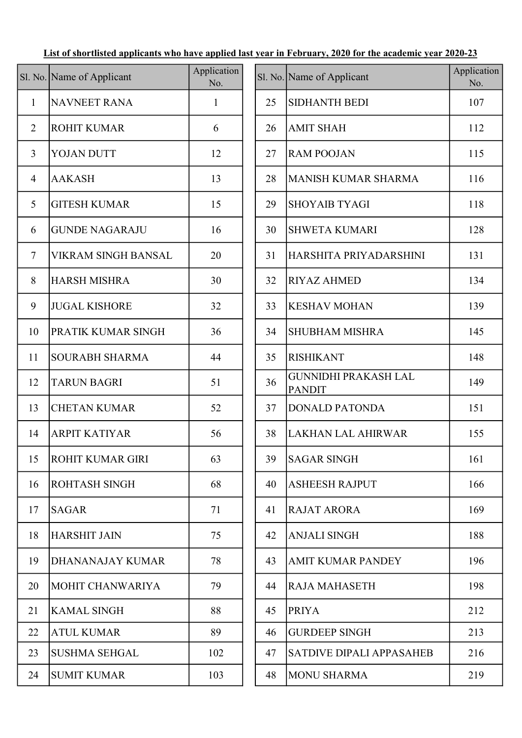**List of shortlisted applicants who have applied last year in February, 2020 for the academic year 2020-23**

| Sl. No. | Name of Applicant | Application No. |
|---|---|---|
| 1 | NAVNEET RANA | 1 |
| 2 | ROHIT KUMAR | 6 |
| 3 | YOJAN DUTT | 12 |
| 4 | AAKASH | 13 |
| 5 | GITESH KUMAR | 15 |
| 6 | GUNDE NAGARAJU | 16 |
| 7 | VIKRAM SINGH BANSAL | 20 |
| 8 | HARSH MISHRA | 30 |
| 9 | JUGAL KISHORE | 32 |
| 10 | PRATIK KUMAR SINGH | 36 |
| 11 | SOURABH SHARMA | 44 |
| 12 | TARUN BAGRI | 51 |
| 13 | CHETAN KUMAR | 52 |
| 14 | ARPIT KATIYAR | 56 |
| 15 | ROHIT KUMAR GIRI | 63 |
| 16 | ROHTASH SINGH | 68 |
| 17 | SAGAR | 71 |
| 18 | HARSHIT JAIN | 75 |
| 19 | DHANANAJAY KUMAR | 78 |
| 20 | MOHIT CHANWARIYA | 79 |
| 21 | KAMAL SINGH | 88 |
| 22 | ATUL KUMAR | 89 |
| 23 | SUSHMA SEHGAL | 102 |
| 24 | SUMIT KUMAR | 103 |
| 25 | SIDHANTH BEDI | 107 |
| 26 | AMIT SHAH | 112 |
| 27 | RAM POOJAN | 115 |
| 28 | MANISH KUMAR SHARMA | 116 |
| 29 | SHOYAIB TYAGI | 118 |
| 30 | SHWETA KUMARI | 128 |
| 31 | HARSHITA PRIYADARSHINI | 131 |
| 32 | RIYAZ AHMED | 134 |
| 33 | KESHAV MOHAN | 139 |
| 34 | SHUBHAM MISHRA | 145 |
| 35 | RISHIKANT | 148 |
| 36 | GUNNIDHI PRAKASH LAL PANDIT | 149 |
| 37 | DONALD PATONDA | 151 |
| 38 | LAKHAN LAL AHIRWAR | 155 |
| 39 | SAGAR SINGH | 161 |
| 40 | ASHEESH RAJPUT | 166 |
| 41 | RAJAT ARORA | 169 |
| 42 | ANJALI SINGH | 188 |
| 43 | AMIT KUMAR PANDEY | 196 |
| 44 | RAJA MAHASETH | 198 |
| 45 | PRIYA | 212 |
| 46 | GURDEEP SINGH | 213 |
| 47 | SATDIVE DIPALI APPASAHEB | 216 |
| 48 | MONU SHARMA | 219 |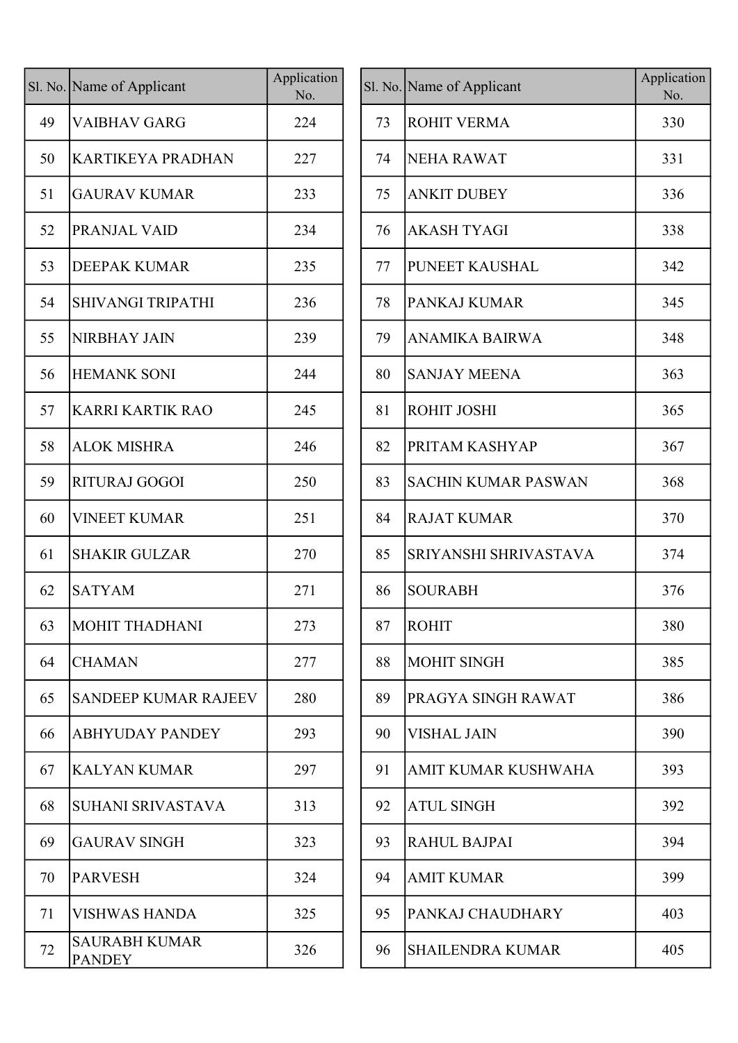| Sl. No. | Name of Applicant | Application No. |
|---|---|---|
| 49 | VAIBHAV GARG | 224 |
| 50 | KARTIKEYA PRADHAN | 227 |
| 51 | GAURAV KUMAR | 233 |
| 52 | PRANJAL VAID | 234 |
| 53 | DEEPAK KUMAR | 235 |
| 54 | SHIVANGI TRIPATHI | 236 |
| 55 | NIRBHAY JAIN | 239 |
| 56 | HEMANK SONI | 244 |
| 57 | KARRI KARTIK RAO | 245 |
| 58 | ALOK MISHRA | 246 |
| 59 | RITURAJ GOGOI | 250 |
| 60 | VINEET KUMAR | 251 |
| 61 | SHAKIR GULZAR | 270 |
| 62 | SATYAM | 271 |
| 63 | MOHIT THADHANI | 273 |
| 64 | CHAMAN | 277 |
| 65 | SANDEEP KUMAR RAJEEV | 280 |
| 66 | ABHYUDAY PANDEY | 293 |
| 67 | KALYAN KUMAR | 297 |
| 68 | SUHANI SRIVASTAVA | 313 |
| 69 | GAURAV SINGH | 323 |
| 70 | PARVESH | 324 |
| 71 | VISHWAS HANDA | 325 |
| 72 | SAURABH KUMAR PANDEY | 326 |
| 73 | ROHIT VERMA | 330 |
| 74 | NEHA RAWAT | 331 |
| 75 | ANKIT DUBEY | 336 |
| 76 | AKASH TYAGI | 338 |
| 77 | PUNEET KAUSHAL | 342 |
| 78 | PANKAJ KUMAR | 345 |
| 79 | ANAMIKA BAIRWA | 348 |
| 80 | SANJAY MEENA | 363 |
| 81 | ROHIT JOSHI | 365 |
| 82 | PRITAM KASHYAP | 367 |
| 83 | SACHIN KUMAR PASWAN | 368 |
| 84 | RAJAT KUMAR | 370 |
| 85 | SRIYANSHI SHRIVASTAVA | 374 |
| 86 | SOURABH | 376 |
| 87 | ROHIT | 380 |
| 88 | MOHIT SINGH | 385 |
| 89 | PRAGYA SINGH RAWAT | 386 |
| 90 | VISHAL JAIN | 390 |
| 91 | AMIT KUMAR KUSHWAHA | 393 |
| 92 | ATUL SINGH | 392 |
| 93 | RAHUL BAJPAI | 394 |
| 94 | AMIT KUMAR | 399 |
| 95 | PANKAJ CHAUDHARY | 403 |
| 96 | SHAILENDRA KUMAR | 405 |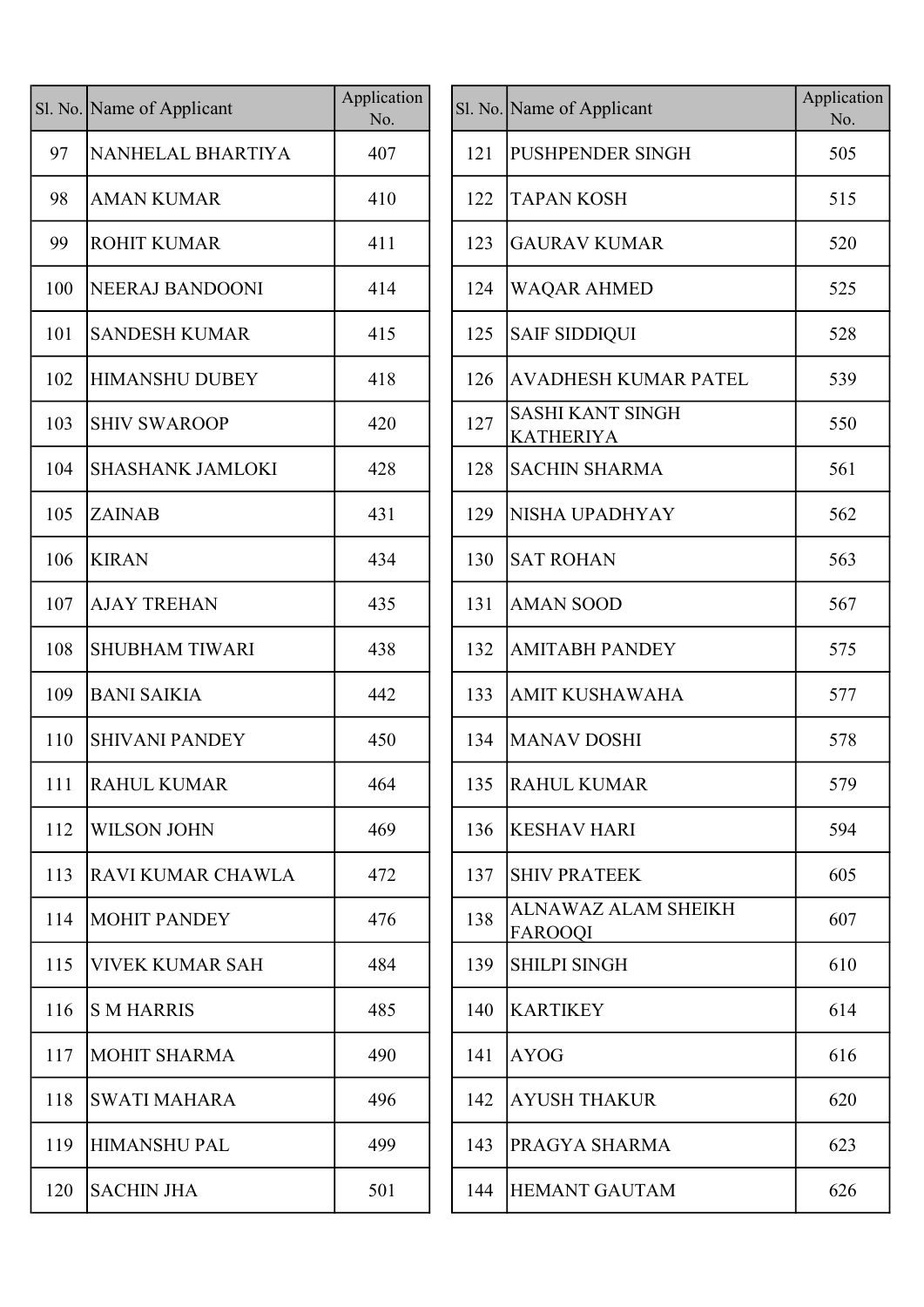| Sl. No. | Name of Applicant | Application No. |
|---|---|---|
| 97 | NANHELAL BHARTIYA | 407 |
| 98 | AMAN KUMAR | 410 |
| 99 | ROHIT KUMAR | 411 |
| 100 | NEERAJ BANDOONI | 414 |
| 101 | SANDESH KUMAR | 415 |
| 102 | HIMANSHU DUBEY | 418 |
| 103 | SHIV SWAROOP | 420 |
| 104 | SHASHANK JAMLOKI | 428 |
| 105 | ZAINAB | 431 |
| 106 | KIRAN | 434 |
| 107 | AJAY TREHAN | 435 |
| 108 | SHUBHAM TIWARI | 438 |
| 109 | BANI SAIKIA | 442 |
| 110 | SHIVANI PANDEY | 450 |
| 111 | RAHUL KUMAR | 464 |
| 112 | WILSON JOHN | 469 |
| 113 | RAVI KUMAR CHAWLA | 472 |
| 114 | MOHIT PANDEY | 476 |
| 115 | VIVEK KUMAR SAH | 484 |
| 116 | S M HARRIS | 485 |
| 117 | MOHIT SHARMA | 490 |
| 118 | SWATI MAHARA | 496 |
| 119 | HIMANSHU PAL | 499 |
| 120 | SACHIN JHA | 501 |
| 121 | PUSHPENDER SINGH | 505 |
| 122 | TAPAN KOSH | 515 |
| 123 | GAURAV KUMAR | 520 |
| 124 | WAQAR AHMED | 525 |
| 125 | SAIF SIDDIQUI | 528 |
| 126 | AVADHESH KUMAR PATEL | 539 |
| 127 | SASHI KANT SINGH KATHERIYA | 550 |
| 128 | SACHIN SHARMA | 561 |
| 129 | NISHA UPADHYAY | 562 |
| 130 | SAT ROHAN | 563 |
| 131 | AMAN SOOD | 567 |
| 132 | AMITABH PANDEY | 575 |
| 133 | AMIT KUSHAWAHA | 577 |
| 134 | MANAV DOSHI | 578 |
| 135 | RAHUL KUMAR | 579 |
| 136 | KESHAV HARI | 594 |
| 137 | SHIV PRATEEK | 605 |
| 138 | ALNAWAZ ALAM SHEIKH FAROOQI | 607 |
| 139 | SHILPI SINGH | 610 |
| 140 | KARTIKEY | 614 |
| 141 | AYOG | 616 |
| 142 | AYUSH THAKUR | 620 |
| 143 | PRAGYA SHARMA | 623 |
| 144 | HEMANT GAUTAM | 626 |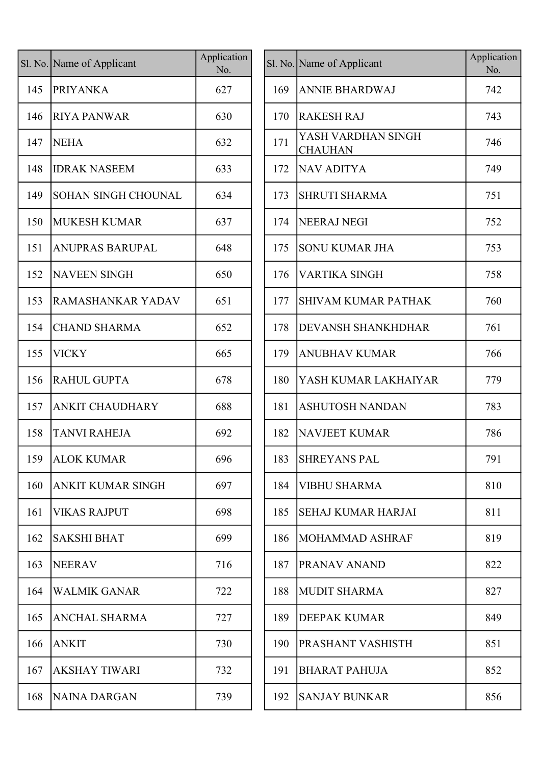| Sl. No. | Name of Applicant | Application No. |
|---|---|---|
| 145 | PRIYANKA | 627 |
| 146 | RIYA PANWAR | 630 |
| 147 | NEHA | 632 |
| 148 | IDRAK NASEEM | 633 |
| 149 | SOHAN SINGH CHOUNAL | 634 |
| 150 | MUKESH KUMAR | 637 |
| 151 | ANUPRAS BARUPAL | 648 |
| 152 | NAVEEN SINGH | 650 |
| 153 | RAMASHANKAR YADAV | 651 |
| 154 | CHAND SHARMA | 652 |
| 155 | VICKY | 665 |
| 156 | RAHUL GUPTA | 678 |
| 157 | ANKIT CHAUDHARY | 688 |
| 158 | TANVI RAHEJA | 692 |
| 159 | ALOK KUMAR | 696 |
| 160 | ANKIT KUMAR SINGH | 697 |
| 161 | VIKAS RAJPUT | 698 |
| 162 | SAKSHI BHAT | 699 |
| 163 | NEERAV | 716 |
| 164 | WALMIK GANAR | 722 |
| 165 | ANCHAL SHARMA | 727 |
| 166 | ANKIT | 730 |
| 167 | AKSHAY TIWARI | 732 |
| 168 | NAINA DARGAN | 739 |
| 169 | ANNIE BHARDWAJ | 742 |
| 170 | RAKESH RAJ | 743 |
| 171 | YASH VARDHAN SINGH CHAUHAN | 746 |
| 172 | NAV ADITYA | 749 |
| 173 | SHRUTI SHARMA | 751 |
| 174 | NEERAJ NEGI | 752 |
| 175 | SONU KUMAR JHA | 753 |
| 176 | VARTIKA SINGH | 758 |
| 177 | SHIVAM KUMAR PATHAK | 760 |
| 178 | DEVANSH SHANKHDHAR | 761 |
| 179 | ANUBHAV KUMAR | 766 |
| 180 | YASH KUMAR LAKHAIYAR | 779 |
| 181 | ASHUTOSH NANDAN | 783 |
| 182 | NAVJEET KUMAR | 786 |
| 183 | SHREYANS PAL | 791 |
| 184 | VIBHU SHARMA | 810 |
| 185 | SEHAJ KUMAR HARJAI | 811 |
| 186 | MOHAMMAD ASHRAF | 819 |
| 187 | PRANAV ANAND | 822 |
| 188 | MUDIT SHARMA | 827 |
| 189 | DEEPAK KUMAR | 849 |
| 190 | PRASHANT VASHISTH | 851 |
| 191 | BHARAT PAHUJA | 852 |
| 192 | SANJAY BUNKAR | 856 |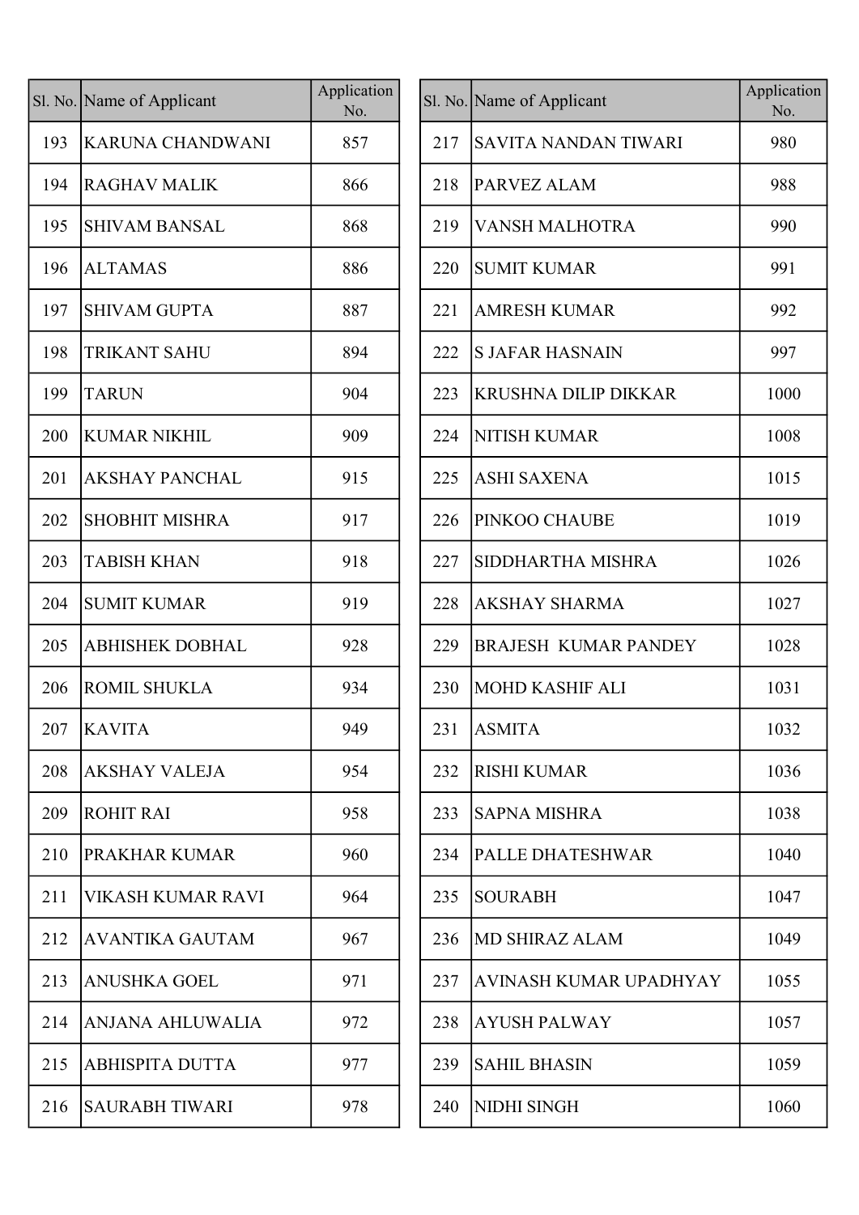| Sl. No. | Name of Applicant | Application No. |
|---|---|---|
| 193 | KARUNA CHANDWANI | 857 |
| 194 | RAGHAV MALIK | 866 |
| 195 | SHIVAM BANSAL | 868 |
| 196 | ALTAMAS | 886 |
| 197 | SHIVAM GUPTA | 887 |
| 198 | TRIKANT SAHU | 894 |
| 199 | TARUN | 904 |
| 200 | KUMAR NIKHIL | 909 |
| 201 | AKSHAY PANCHAL | 915 |
| 202 | SHOBHIT MISHRA | 917 |
| 203 | TABISH KHAN | 918 |
| 204 | SUMIT KUMAR | 919 |
| 205 | ABHISHEK DOBHAL | 928 |
| 206 | ROMIL SHUKLA | 934 |
| 207 | KAVITA | 949 |
| 208 | AKSHAY VALEJA | 954 |
| 209 | ROHIT RAI | 958 |
| 210 | PRAKHAR KUMAR | 960 |
| 211 | VIKASH KUMAR RAVI | 964 |
| 212 | AVANTIKA GAUTAM | 967 |
| 213 | ANUSHKA GOEL | 971 |
| 214 | ANJANA AHLUWALIA | 972 |
| 215 | ABHISPITA DUTTA | 977 |
| 216 | SAURABH TIWARI | 978 |
| 217 | SAVITA NANDAN TIWARI | 980 |
| 218 | PARVEZ ALAM | 988 |
| 219 | VANSH MALHOTRA | 990 |
| 220 | SUMIT KUMAR | 991 |
| 221 | AMRESH KUMAR | 992 |
| 222 | S JAFAR HASNAIN | 997 |
| 223 | KRUSHNA DILIP DIKKAR | 1000 |
| 224 | NITISH KUMAR | 1008 |
| 225 | ASHI SAXENA | 1015 |
| 226 | PINKOO CHAUBE | 1019 |
| 227 | SIDDHARTHA MISHRA | 1026 |
| 228 | AKSHAY SHARMA | 1027 |
| 229 | BRAJESH KUMAR PANDEY | 1028 |
| 230 | MOHD KASHIF ALI | 1031 |
| 231 | ASMITA | 1032 |
| 232 | RISHI KUMAR | 1036 |
| 233 | SAPNA MISHRA | 1038 |
| 234 | PALLE DHATESHWAR | 1040 |
| 235 | SOURABH | 1047 |
| 236 | MD SHIRAZ ALAM | 1049 |
| 237 | AVINASH KUMAR UPADHYAY | 1055 |
| 238 | AYUSH PALWAY | 1057 |
| 239 | SAHIL BHASIN | 1059 |
| 240 | NIDHI SINGH | 1060 |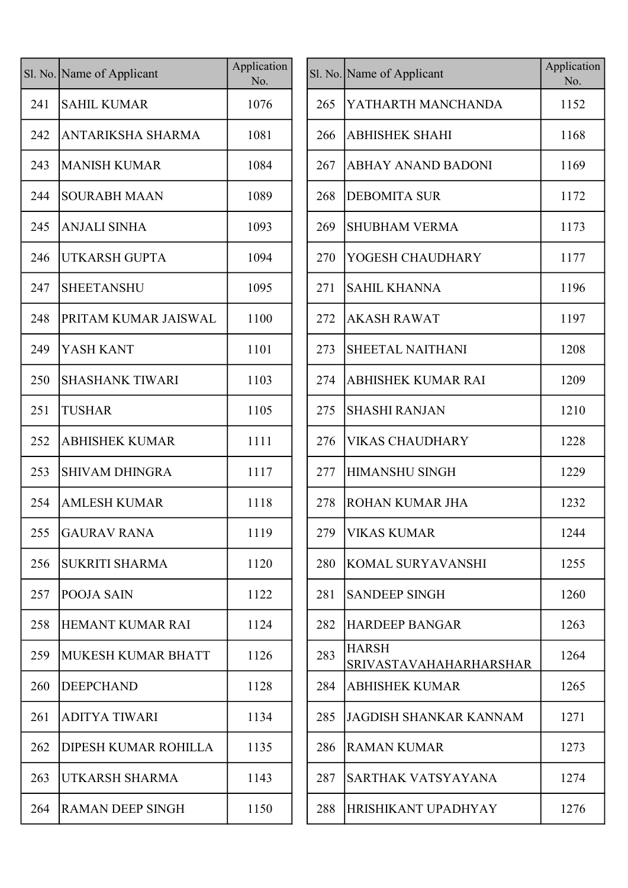| Sl. No. | Name of Applicant | Application No. |
|---|---|---|
| 241 | SAHIL KUMAR | 1076 |
| 242 | ANTARIKSHA SHARMA | 1081 |
| 243 | MANISH KUMAR | 1084 |
| 244 | SOURABH MAAN | 1089 |
| 245 | ANJALI SINHA | 1093 |
| 246 | UTKARSH GUPTA | 1094 |
| 247 | SHEETANSHU | 1095 |
| 248 | PRITAM KUMAR JAISWAL | 1100 |
| 249 | YASH KANT | 1101 |
| 250 | SHASHANK TIWARI | 1103 |
| 251 | TUSHAR | 1105 |
| 252 | ABHISHEK KUMAR | 1111 |
| 253 | SHIVAM DHINGRA | 1117 |
| 254 | AMLESH KUMAR | 1118 |
| 255 | GAURAV RANA | 1119 |
| 256 | SUKRITI SHARMA | 1120 |
| 257 | POOJA SAIN | 1122 |
| 258 | HEMANT KUMAR RAI | 1124 |
| 259 | MUKESH KUMAR BHATT | 1126 |
| 260 | DEEPCHAND | 1128 |
| 261 | ADITYA TIWARI | 1134 |
| 262 | DIPESH KUMAR ROHILLA | 1135 |
| 263 | UTKARSH SHARMA | 1143 |
| 264 | RAMAN DEEP SINGH | 1150 |
| 265 | YATHARTH MANCHANDA | 1152 |
| 266 | ABHISHEK SHAHI | 1168 |
| 267 | ABHAY ANAND BADONI | 1169 |
| 268 | DEBOMITA SUR | 1172 |
| 269 | SHUBHAM VERMA | 1173 |
| 270 | YOGESH CHAUDHARY | 1177 |
| 271 | SAHIL KHANNA | 1196 |
| 272 | AKASH RAWAT | 1197 |
| 273 | SHEETAL NAITHANI | 1208 |
| 274 | ABHISHEK KUMAR RAI | 1209 |
| 275 | SHASHI RANJAN | 1210 |
| 276 | VIKAS CHAUDHARY | 1228 |
| 277 | HIMANSHU SINGH | 1229 |
| 278 | ROHAN KUMAR JHA | 1232 |
| 279 | VIKAS KUMAR | 1244 |
| 280 | KOMAL SURYAVANSHI | 1255 |
| 281 | SANDEEP SINGH | 1260 |
| 282 | HARDEEP BANGAR | 1263 |
| 283 | HARSH SRIVASTAVAHAHARHARSHAR | 1264 |
| 284 | ABHISHEK KUMAR | 1265 |
| 285 | JAGDISH SHANKAR KANNAM | 1271 |
| 286 | RAMAN KUMAR | 1273 |
| 287 | SARTHAK VATSYAYANA | 1274 |
| 288 | HRISHIKANT UPADHYAY | 1276 |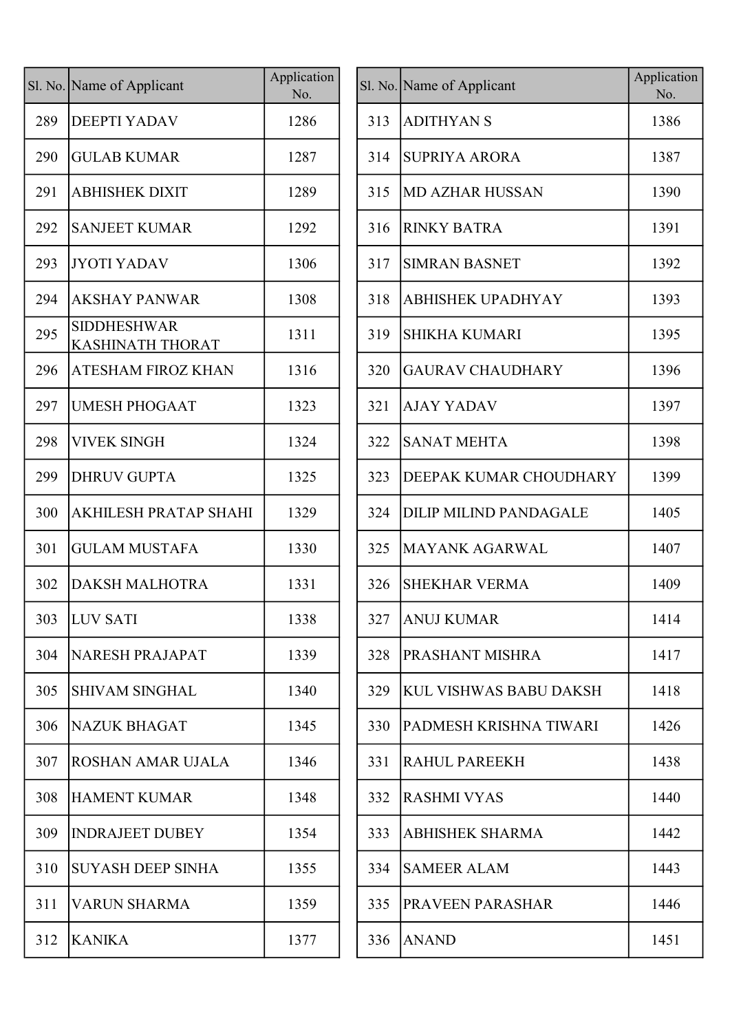| Sl. No. | Name of Applicant | Application No. |
|---|---|---|
| 289 | DEEPTI YADAV | 1286 |
| 290 | GULAB KUMAR | 1287 |
| 291 | ABHISHEK DIXIT | 1289 |
| 292 | SANJEET KUMAR | 1292 |
| 293 | JYOTI YADAV | 1306 |
| 294 | AKSHAY PANWAR | 1308 |
| 295 | SIDDHESHWAR KASHINATH THORAT | 1311 |
| 296 | ATESHAM FIROZ KHAN | 1316 |
| 297 | UMESH PHOGAAT | 1323 |
| 298 | VIVEK SINGH | 1324 |
| 299 | DHRUV GUPTA | 1325 |
| 300 | AKHILESH PRATAP SHAHI | 1329 |
| 301 | GULAM MUSTAFA | 1330 |
| 302 | DAKSH MALHOTRA | 1331 |
| 303 | LUV SATI | 1338 |
| 304 | NARESH PRAJAPAT | 1339 |
| 305 | SHIVAM SINGHAL | 1340 |
| 306 | NAZUK BHAGAT | 1345 |
| 307 | ROSHAN AMAR UJALA | 1346 |
| 308 | HAMENT KUMAR | 1348 |
| 309 | INDRAJEET DUBEY | 1354 |
| 310 | SUYASH DEEP SINHA | 1355 |
| 311 | VARUN SHARMA | 1359 |
| 312 | KANIKA | 1377 |
| 313 | ADITHYAN S | 1386 |
| 314 | SUPRIYA ARORA | 1387 |
| 315 | MD AZHAR HUSSAN | 1390 |
| 316 | RINKY BATRA | 1391 |
| 317 | SIMRAN BASNET | 1392 |
| 318 | ABHISHEK UPADHYAY | 1393 |
| 319 | SHIKHA KUMARI | 1395 |
| 320 | GAURAV CHAUDHARY | 1396 |
| 321 | AJAY YADAV | 1397 |
| 322 | SANAT MEHTA | 1398 |
| 323 | DEEPAK KUMAR CHOUDHARY | 1399 |
| 324 | DILIP MILIND PANDAGALE | 1405 |
| 325 | MAYANK AGARWAL | 1407 |
| 326 | SHEKHAR VERMA | 1409 |
| 327 | ANUJ KUMAR | 1414 |
| 328 | PRASHANT MISHRA | 1417 |
| 329 | KUL VISHWAS BABU DAKSH | 1418 |
| 330 | PADMESH KRISHNA TIWARI | 1426 |
| 331 | RAHUL PAREEKH | 1438 |
| 332 | RASHMI VYAS | 1440 |
| 333 | ABHISHEK SHARMA | 1442 |
| 334 | SAMEER ALAM | 1443 |
| 335 | PRAVEEN PARASHAR | 1446 |
| 336 | ANAND | 1451 |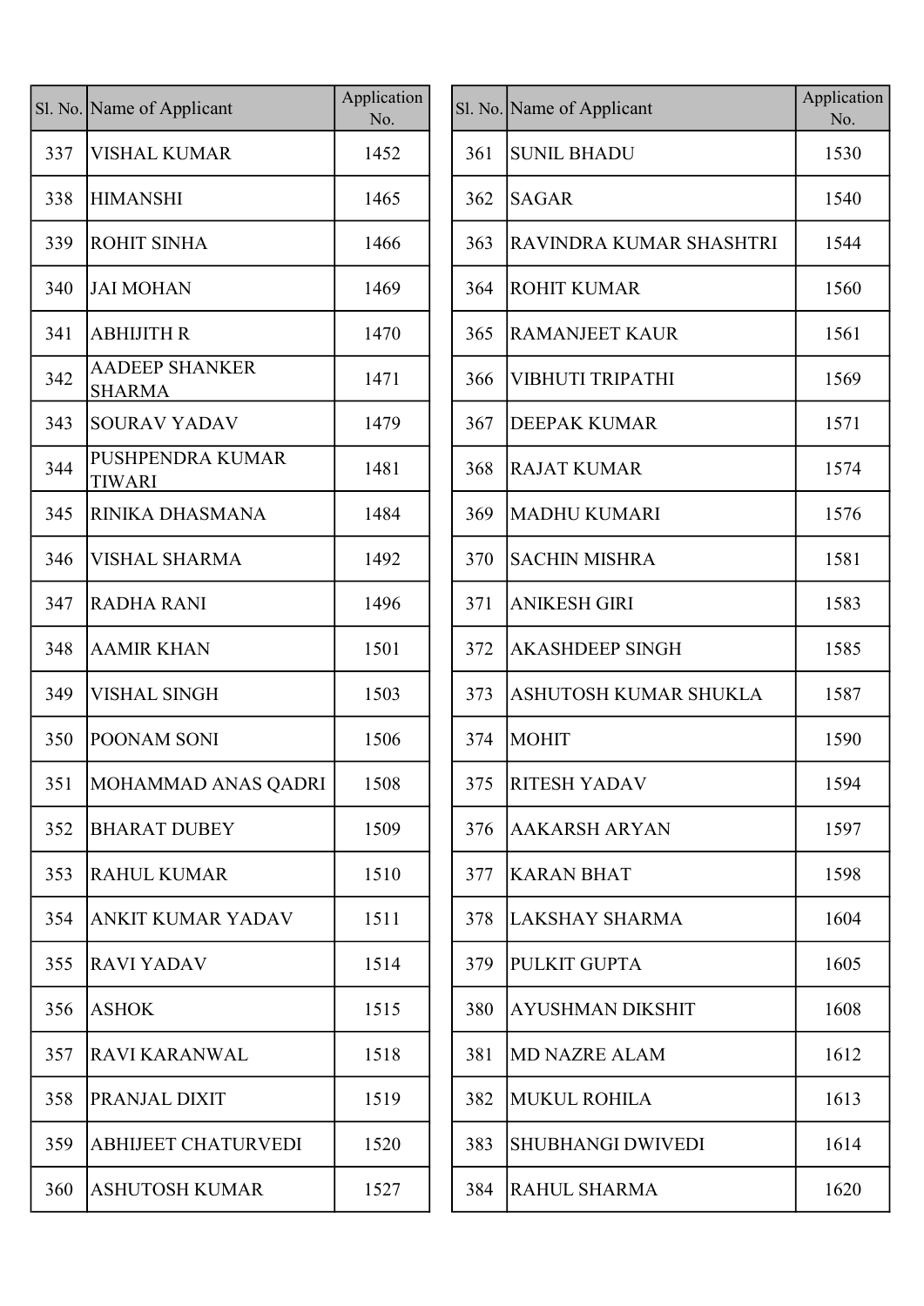| Sl. No. | Name of Applicant | Application No. |
|---|---|---|
| 337 | VISHAL KUMAR | 1452 |
| 338 | HIMANSHI | 1465 |
| 339 | ROHIT SINHA | 1466 |
| 340 | JAI MOHAN | 1469 |
| 341 | ABHIJITH R | 1470 |
| 342 | AADEEP SHANKER SHARMA | 1471 |
| 343 | SOURAV YADAV | 1479 |
| 344 | PUSHPENDRA KUMAR TIWARI | 1481 |
| 345 | RINIKA DHASMANA | 1484 |
| 346 | VISHAL SHARMA | 1492 |
| 347 | RADHA RANI | 1496 |
| 348 | AAMIR KHAN | 1501 |
| 349 | VISHAL SINGH | 1503 |
| 350 | POONAM SONI | 1506 |
| 351 | MOHAMMAD ANAS QADRI | 1508 |
| 352 | BHARAT DUBEY | 1509 |
| 353 | RAHUL KUMAR | 1510 |
| 354 | ANKIT KUMAR YADAV | 1511 |
| 355 | RAVI YADAV | 1514 |
| 356 | ASHOK | 1515 |
| 357 | RAVI KARANWAL | 1518 |
| 358 | PRANJAL DIXIT | 1519 |
| 359 | ABHIJEET CHATURVEDI | 1520 |
| 360 | ASHUTOSH KUMAR | 1527 |
| 361 | SUNIL BHADU | 1530 |
| 362 | SAGAR | 1540 |
| 363 | RAVINDRA KUMAR SHASHTRI | 1544 |
| 364 | ROHIT KUMAR | 1560 |
| 365 | RAMANJEET KAUR | 1561 |
| 366 | VIBHUTI TRIPATHI | 1569 |
| 367 | DEEPAK KUMAR | 1571 |
| 368 | RAJAT KUMAR | 1574 |
| 369 | MADHU KUMARI | 1576 |
| 370 | SACHIN MISHRA | 1581 |
| 371 | ANIKESH GIRI | 1583 |
| 372 | AKASHDEEP SINGH | 1585 |
| 373 | ASHUTOSH KUMAR SHUKLA | 1587 |
| 374 | MOHIT | 1590 |
| 375 | RITESH YADAV | 1594 |
| 376 | AAKARSH ARYAN | 1597 |
| 377 | KARAN BHAT | 1598 |
| 378 | LAKSHAY SHARMA | 1604 |
| 379 | PULKIT GUPTA | 1605 |
| 380 | AYUSHMAN DIKSHIT | 1608 |
| 381 | MD NAZRE ALAM | 1612 |
| 382 | MUKUL ROHILA | 1613 |
| 383 | SHUBHANGI DWIVEDI | 1614 |
| 384 | RAHUL SHARMA | 1620 |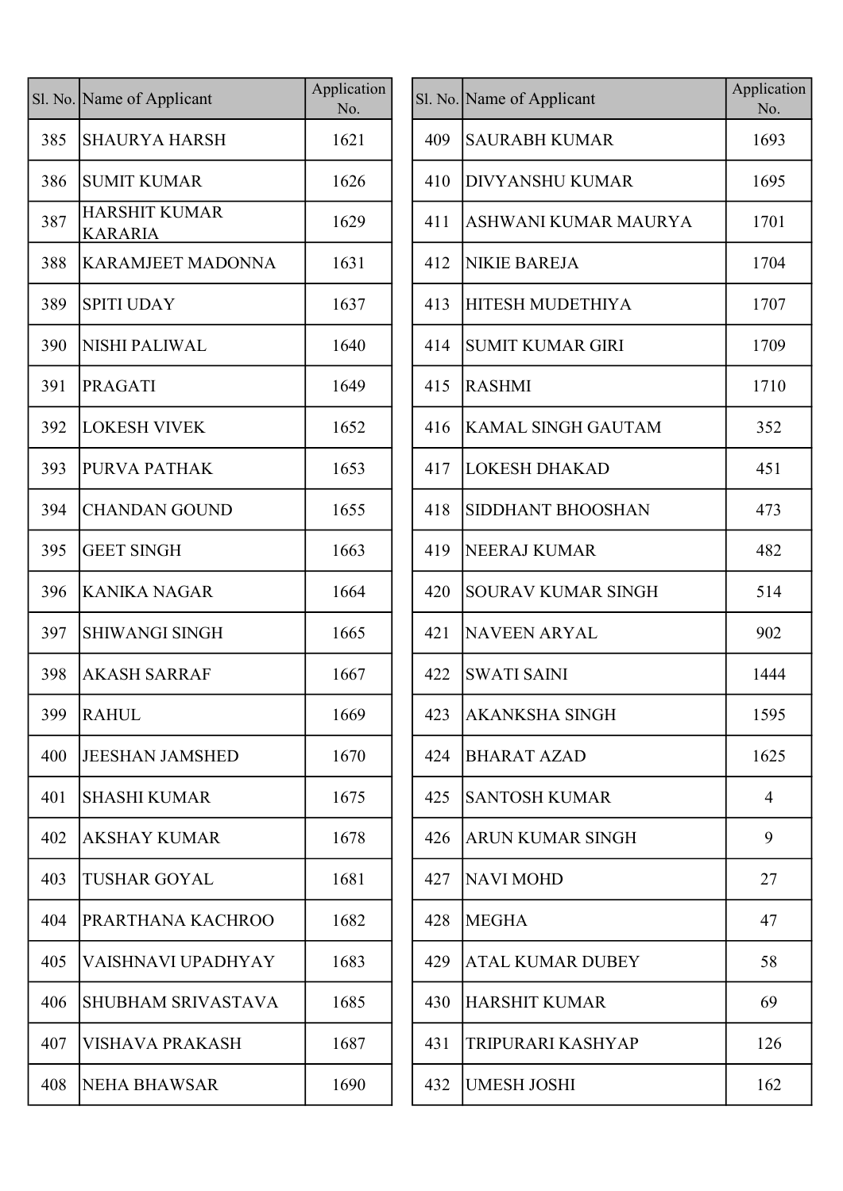| Sl. No. | Name of Applicant | Application No. |
|---|---|---|
| 385 | SHAURYA HARSH | 1621 |
| 386 | SUMIT KUMAR | 1626 |
| 387 | HARSHIT KUMAR KARARIA | 1629 |
| 388 | KARAMJEET MADONNA | 1631 |
| 389 | SPITI UDAY | 1637 |
| 390 | NISHI PALIWAL | 1640 |
| 391 | PRAGATI | 1649 |
| 392 | LOKESH VIVEK | 1652 |
| 393 | PURVA PATHAK | 1653 |
| 394 | CHANDAN GOUND | 1655 |
| 395 | GEET SINGH | 1663 |
| 396 | KANIKA NAGAR | 1664 |
| 397 | SHIWANGI SINGH | 1665 |
| 398 | AKASH SARRAF | 1667 |
| 399 | RAHUL | 1669 |
| 400 | JEESHAN JAMSHED | 1670 |
| 401 | SHASHI KUMAR | 1675 |
| 402 | AKSHAY KUMAR | 1678 |
| 403 | TUSHAR GOYAL | 1681 |
| 404 | PRARTHANA KACHROO | 1682 |
| 405 | VAISHNAVI UPADHYAY | 1683 |
| 406 | SHUBHAM SRIVASTAVA | 1685 |
| 407 | VISHAVA PRAKASH | 1687 |
| 408 | NEHA BHAWSAR | 1690 |
| 409 | SAURABH KUMAR | 1693 |
| 410 | DIVYANSHU KUMAR | 1695 |
| 411 | ASHWANI KUMAR MAURYA | 1701 |
| 412 | NIKIE BAREJA | 1704 |
| 413 | HITESH MUDETHIYA | 1707 |
| 414 | SUMIT KUMAR GIRI | 1709 |
| 415 | RASHMI | 1710 |
| 416 | KAMAL SINGH GAUTAM | 352 |
| 417 | LOKESH DHAKAD | 451 |
| 418 | SIDDHANT BHOOSHAN | 473 |
| 419 | NEERAJ KUMAR | 482 |
| 420 | SOURAV KUMAR SINGH | 514 |
| 421 | NAVEEN ARYAL | 902 |
| 422 | SWATI SAINI | 1444 |
| 423 | AKANKSHA SINGH | 1595 |
| 424 | BHARAT AZAD | 1625 |
| 425 | SANTOSH KUMAR | 4 |
| 426 | ARUN KUMAR SINGH | 9 |
| 427 | NAVI MOHD | 27 |
| 428 | MEGHA | 47 |
| 429 | ATAL KUMAR DUBEY | 58 |
| 430 | HARSHIT KUMAR | 69 |
| 431 | TRIPURARI KASHYAP | 126 |
| 432 | UMESH JOSHI | 162 |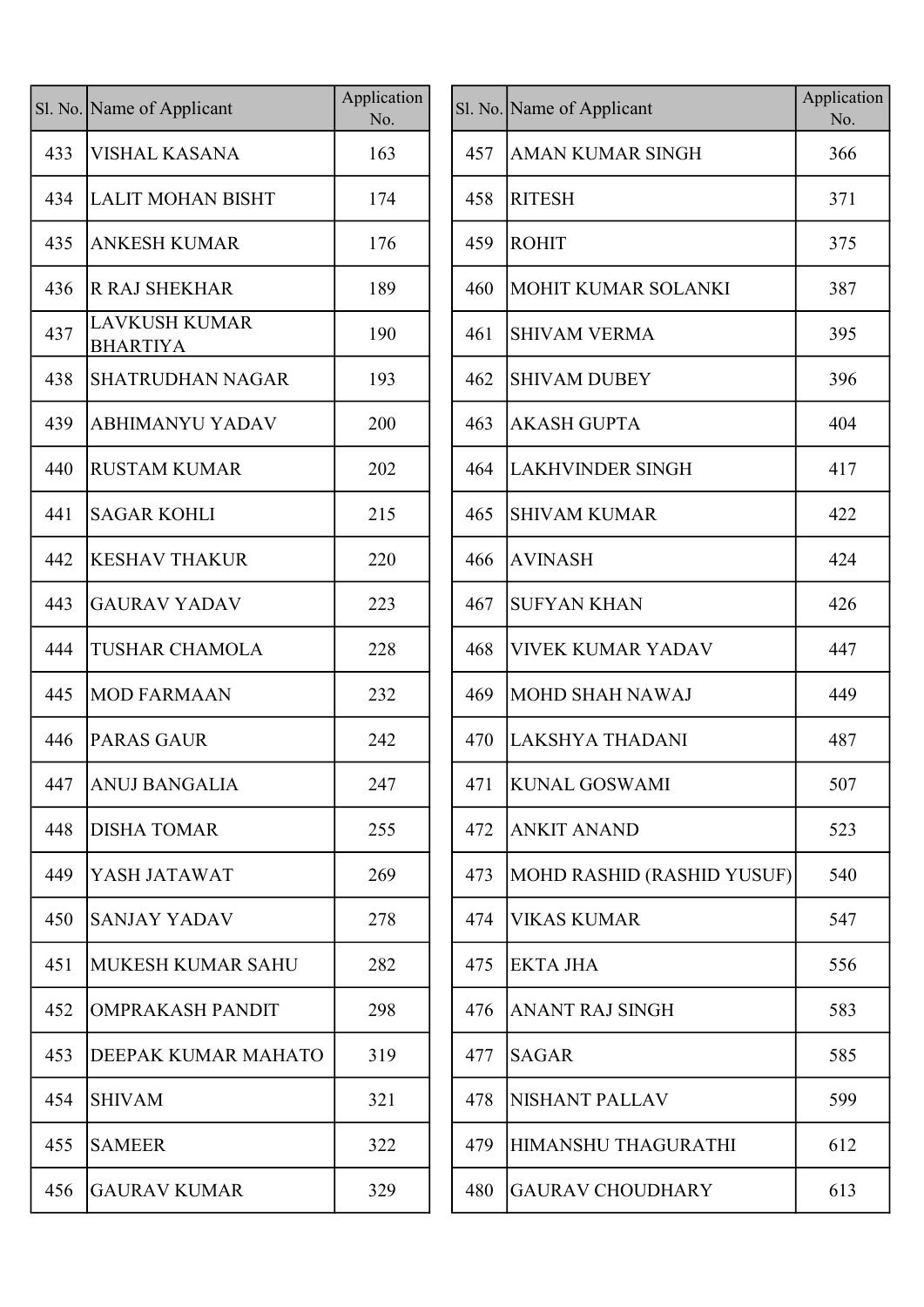| Sl. No. | Name of Applicant | Application No. |
|---|---|---|
| 433 | VISHAL KASANA | 163 |
| 434 | LALIT MOHAN BISHT | 174 |
| 435 | ANKESH KUMAR | 176 |
| 436 | R RAJ SHEKHAR | 189 |
| 437 | LAVKUSH KUMAR BHARTIYA | 190 |
| 438 | SHATRUDHAN NAGAR | 193 |
| 439 | ABHIMANYU YADAV | 200 |
| 440 | RUSTAM KUMAR | 202 |
| 441 | SAGAR KOHLI | 215 |
| 442 | KESHAV THAKUR | 220 |
| 443 | GAURAV YADAV | 223 |
| 444 | TUSHAR CHAMOLA | 228 |
| 445 | MOD FARMAAN | 232 |
| 446 | PARAS GAUR | 242 |
| 447 | ANUJ BANGALIA | 247 |
| 448 | DISHA TOMAR | 255 |
| 449 | YASH JATAWAT | 269 |
| 450 | SANJAY YADAV | 278 |
| 451 | MUKESH KUMAR SAHU | 282 |
| 452 | OMPRAKASH PANDIT | 298 |
| 453 | DEEPAK KUMAR MAHATO | 319 |
| 454 | SHIVAM | 321 |
| 455 | SAMEER | 322 |
| 456 | GAURAV KUMAR | 329 |
| 457 | AMAN KUMAR SINGH | 366 |
| 458 | RITESH | 371 |
| 459 | ROHIT | 375 |
| 460 | MOHIT KUMAR SOLANKI | 387 |
| 461 | SHIVAM VERMA | 395 |
| 462 | SHIVAM DUBEY | 396 |
| 463 | AKASH GUPTA | 404 |
| 464 | LAKHVINDER SINGH | 417 |
| 465 | SHIVAM KUMAR | 422 |
| 466 | AVINASH | 424 |
| 467 | SUFYAN KHAN | 426 |
| 468 | VIVEK KUMAR YADAV | 447 |
| 469 | MOHD SHAH NAWAJ | 449 |
| 470 | LAKSHYA THADANI | 487 |
| 471 | KUNAL GOSWAMI | 507 |
| 472 | ANKIT ANAND | 523 |
| 473 | MOHD RASHID (RASHID YUSUF) | 540 |
| 474 | VIKAS KUMAR | 547 |
| 475 | EKTA JHA | 556 |
| 476 | ANANT RAJ SINGH | 583 |
| 477 | SAGAR | 585 |
| 478 | NISHANT PALLAV | 599 |
| 479 | HIMANSHU THAGURATHI | 612 |
| 480 | GAURAV CHOUDHARY | 613 |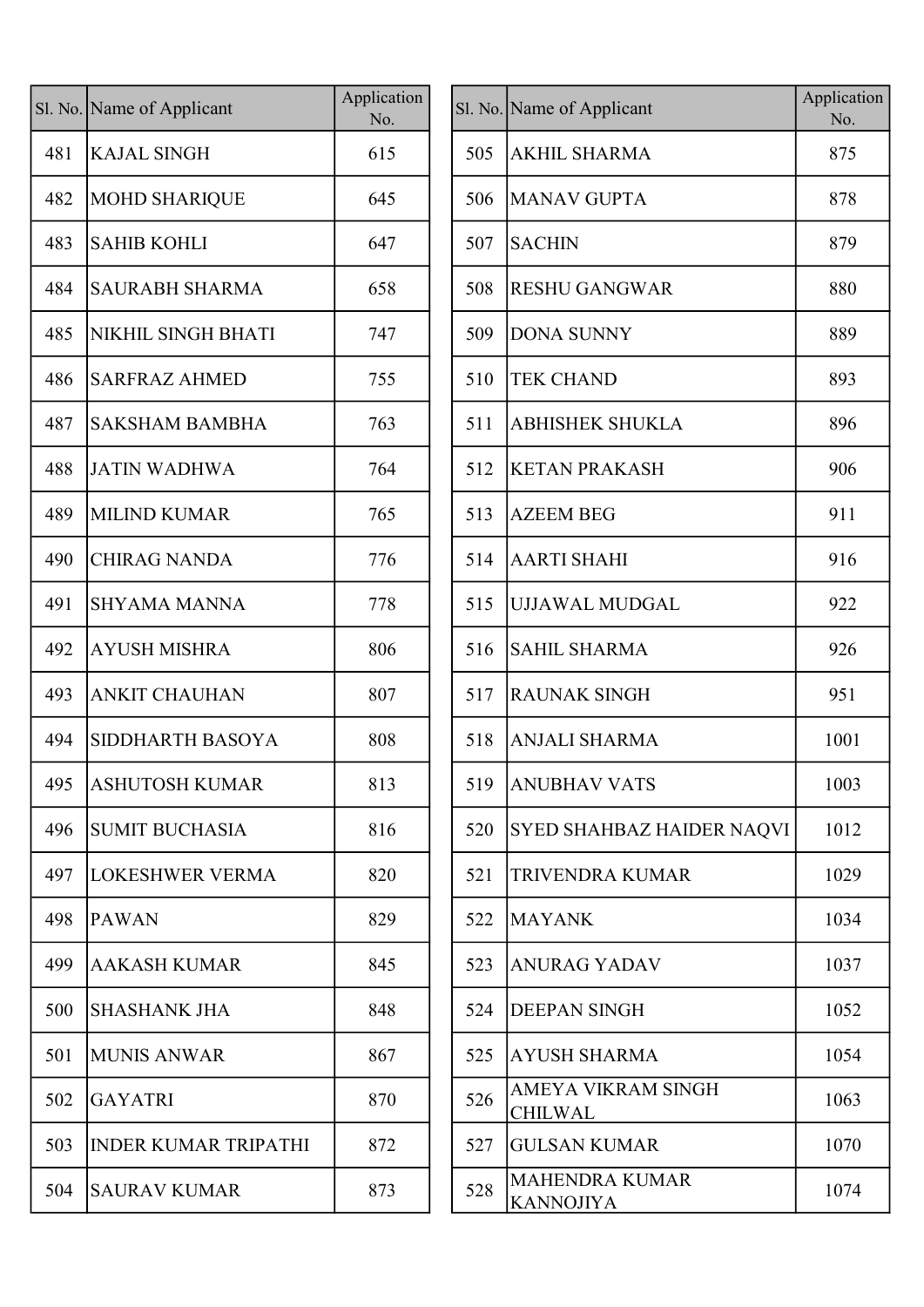| Sl. No. | Name of Applicant | Application No. |
|---|---|---|
| 481 | KAJAL SINGH | 615 |
| 482 | MOHD SHARIQUE | 645 |
| 483 | SAHIB KOHLI | 647 |
| 484 | SAURABH SHARMA | 658 |
| 485 | NIKHIL SINGH BHATI | 747 |
| 486 | SARFRAZ AHMED | 755 |
| 487 | SAKSHAM BAMBHA | 763 |
| 488 | JATIN WADHWA | 764 |
| 489 | MILIND KUMAR | 765 |
| 490 | CHIRAG NANDA | 776 |
| 491 | SHYAMA MANNA | 778 |
| 492 | AYUSH MISHRA | 806 |
| 493 | ANKIT CHAUHAN | 807 |
| 494 | SIDDHARTH BASOYA | 808 |
| 495 | ASHUTOSH KUMAR | 813 |
| 496 | SUMIT BUCHASIA | 816 |
| 497 | LOKESHWER VERMA | 820 |
| 498 | PAWAN | 829 |
| 499 | AAKASH KUMAR | 845 |
| 500 | SHASHANK JHA | 848 |
| 501 | MUNIS ANWAR | 867 |
| 502 | GAYATRI | 870 |
| 503 | INDER KUMAR TRIPATHI | 872 |
| 504 | SAURAV KUMAR | 873 |
| 505 | AKHIL SHARMA | 875 |
| 506 | MANAV GUPTA | 878 |
| 507 | SACHIN | 879 |
| 508 | RESHU GANGWAR | 880 |
| 509 | DONA SUNNY | 889 |
| 510 | TEK CHAND | 893 |
| 511 | ABHISHEK SHUKLA | 896 |
| 512 | KETAN PRAKASH | 906 |
| 513 | AZEEM BEG | 911 |
| 514 | AARTI SHAHI | 916 |
| 515 | UJJAWAL MUDGAL | 922 |
| 516 | SAHIL SHARMA | 926 |
| 517 | RAUNAK SINGH | 951 |
| 518 | ANJALI SHARMA | 1001 |
| 519 | ANUBHAV VATS | 1003 |
| 520 | SYED SHAHBAZ HAIDER NAQVI | 1012 |
| 521 | TRIVENDRA KUMAR | 1029 |
| 522 | MAYANK | 1034 |
| 523 | ANURAG YADAV | 1037 |
| 524 | DEEPAN SINGH | 1052 |
| 525 | AYUSH SHARMA | 1054 |
| 526 | AMEYA VIKRAM SINGH CHILWAL | 1063 |
| 527 | GULSAN KUMAR | 1070 |
| 528 | MAHENDRA KUMAR KANNOJIYA | 1074 |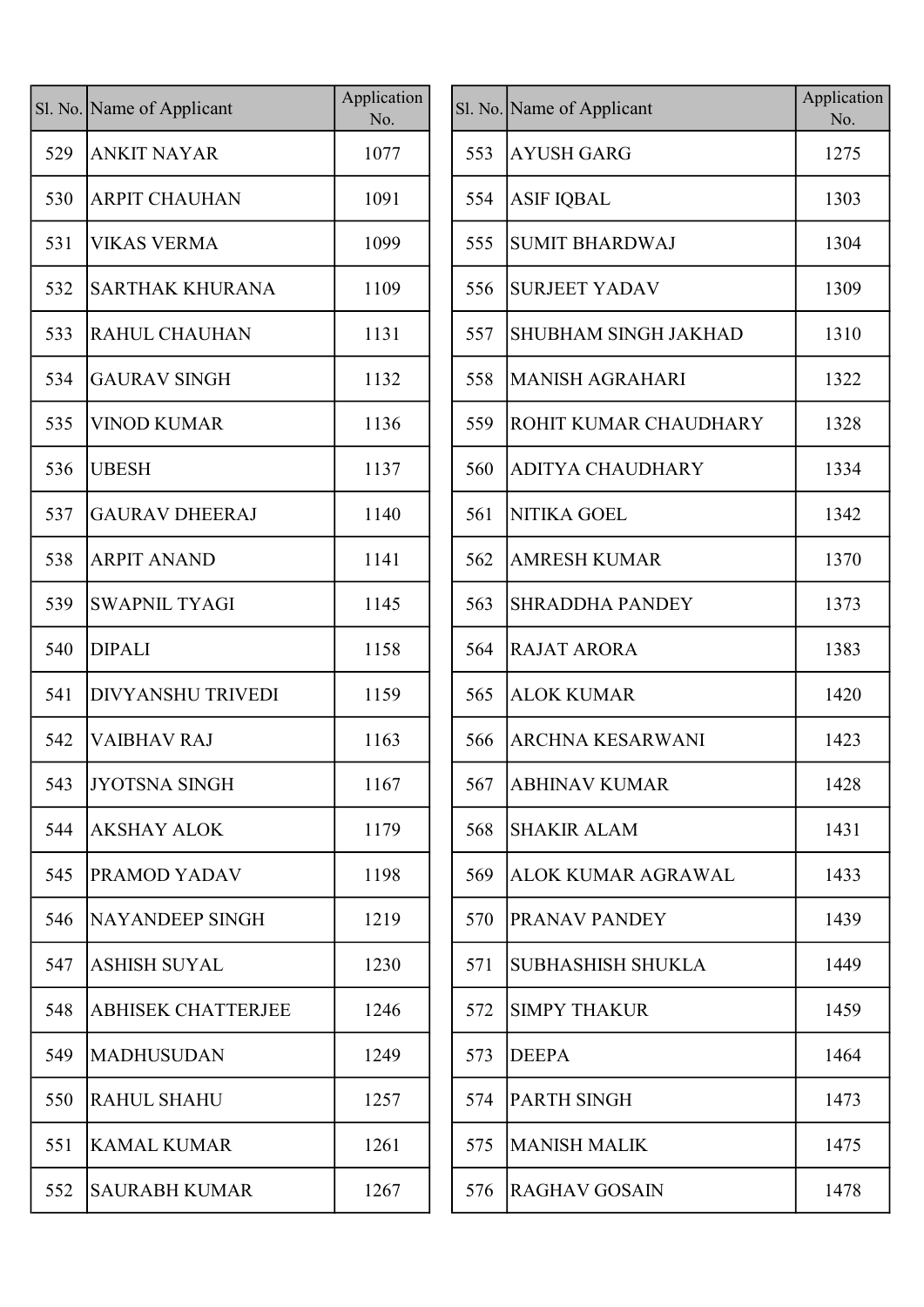| Sl. No. | Name of Applicant | Application No. |
|---|---|---|
| 529 | ANKIT NAYAR | 1077 |
| 530 | ARPIT CHAUHAN | 1091 |
| 531 | VIKAS VERMA | 1099 |
| 532 | SARTHAK KHURANA | 1109 |
| 533 | RAHUL CHAUHAN | 1131 |
| 534 | GAURAV SINGH | 1132 |
| 535 | VINOD KUMAR | 1136 |
| 536 | UBESH | 1137 |
| 537 | GAURAV DHEERAJ | 1140 |
| 538 | ARPIT ANAND | 1141 |
| 539 | SWAPNIL TYAGI | 1145 |
| 540 | DIPALI | 1158 |
| 541 | DIVYANSHU TRIVEDI | 1159 |
| 542 | VAIBHAV RAJ | 1163 |
| 543 | JYOTSNA SINGH | 1167 |
| 544 | AKSHAY ALOK | 1179 |
| 545 | PRAMOD YADAV | 1198 |
| 546 | NAYANDEEP SINGH | 1219 |
| 547 | ASHISH SUYAL | 1230 |
| 548 | ABHISEK CHATTERJEE | 1246 |
| 549 | MADHUSUDAN | 1249 |
| 550 | RAHUL SHAHU | 1257 |
| 551 | KAMAL KUMAR | 1261 |
| 552 | SAURABH KUMAR | 1267 |
| 553 | AYUSH GARG | 1275 |
| 554 | ASIF IQBAL | 1303 |
| 555 | SUMIT BHARDWAJ | 1304 |
| 556 | SURJEET YADAV | 1309 |
| 557 | SHUBHAM SINGH JAKHAD | 1310 |
| 558 | MANISH AGRAHARI | 1322 |
| 559 | ROHIT KUMAR CHAUDHARY | 1328 |
| 560 | ADITYA CHAUDHARY | 1334 |
| 561 | NITIKA GOEL | 1342 |
| 562 | AMRESH KUMAR | 1370 |
| 563 | SHRADDHA PANDEY | 1373 |
| 564 | RAJAT ARORA | 1383 |
| 565 | ALOK KUMAR | 1420 |
| 566 | ARCHNA KESARWANI | 1423 |
| 567 | ABHINAV KUMAR | 1428 |
| 568 | SHAKIR ALAM | 1431 |
| 569 | ALOK KUMAR AGRAWAL | 1433 |
| 570 | PRANAV PANDEY | 1439 |
| 571 | SUBHASHISH SHUKLA | 1449 |
| 572 | SIMPY THAKUR | 1459 |
| 573 | DEEPA | 1464 |
| 574 | PARTH SINGH | 1473 |
| 575 | MANISH MALIK | 1475 |
| 576 | RAGHAV GOSAIN | 1478 |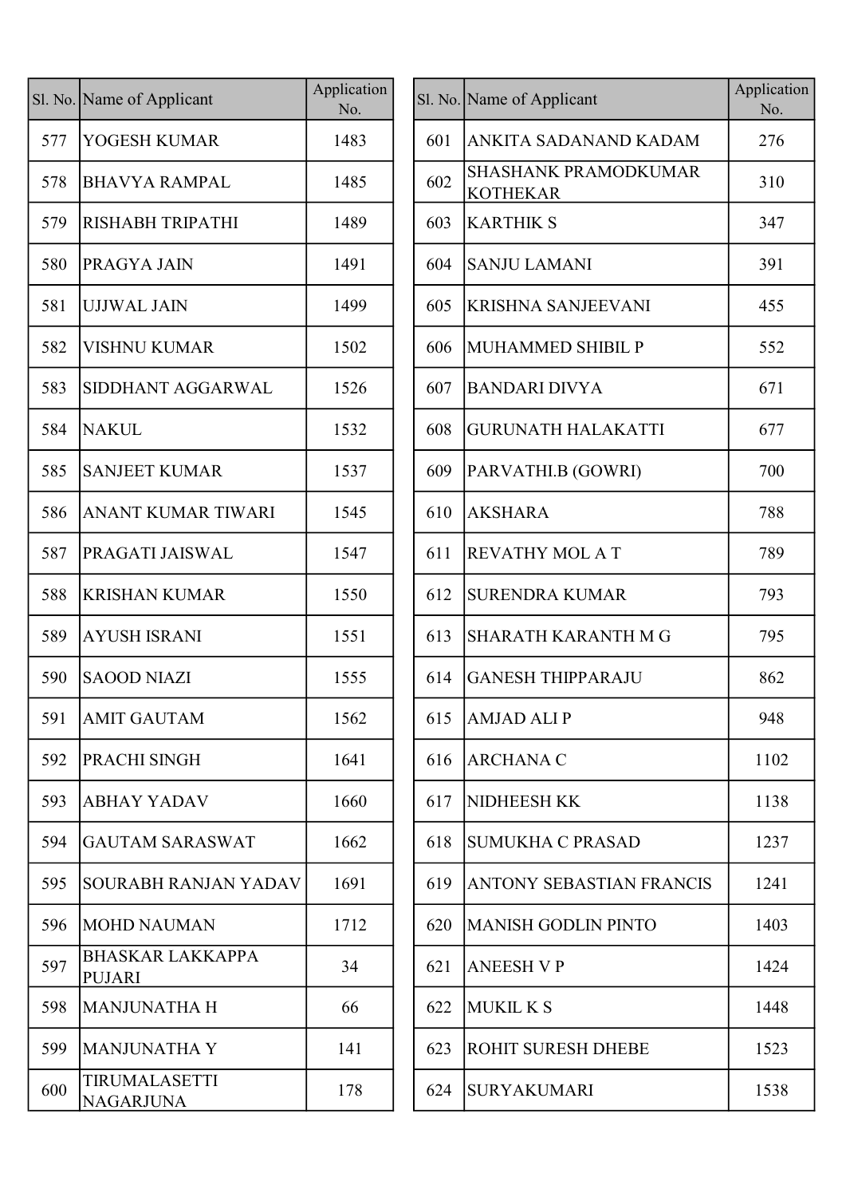| Sl. No. | Name of Applicant | Application No. |
|---|---|---|
| 577 | YOGESH KUMAR | 1483 |
| 578 | BHAVYA RAMPAL | 1485 |
| 579 | RISHABH TRIPATHI | 1489 |
| 580 | PRAGYA JAIN | 1491 |
| 581 | UJJWAL JAIN | 1499 |
| 582 | VISHNU KUMAR | 1502 |
| 583 | SIDDHANT AGGARWAL | 1526 |
| 584 | NAKUL | 1532 |
| 585 | SANJEET KUMAR | 1537 |
| 586 | ANANT KUMAR TIWARI | 1545 |
| 587 | PRAGATI JAISWAL | 1547 |
| 588 | KRISHAN KUMAR | 1550 |
| 589 | AYUSH ISRANI | 1551 |
| 590 | SAOOD NIAZI | 1555 |
| 591 | AMIT GAUTAM | 1562 |
| 592 | PRACHI SINGH | 1641 |
| 593 | ABHAY YADAV | 1660 |
| 594 | GAUTAM SARASWAT | 1662 |
| 595 | SOURABH RANJAN YADAV | 1691 |
| 596 | MOHD NAUMAN | 1712 |
| 597 | BHASKAR LAKKAPPA PUJARI | 34 |
| 598 | MANJUNATHA H | 66 |
| 599 | MANJUNATHA Y | 141 |
| 600 | TIRUMALASETTI NAGARJUNA | 178 |
| 601 | ANKITA SADANAND KADAM | 276 |
| 602 | SHASHANK PRAMODKUMAR KOTHEKAR | 310 |
| 603 | KARTHIK S | 347 |
| 604 | SANJU LAMANI | 391 |
| 605 | KRISHNA SANJEEVANI | 455 |
| 606 | MUHAMMED SHIBIL P | 552 |
| 607 | BANDARI DIVYA | 671 |
| 608 | GURUNATH HALAKATTI | 677 |
| 609 | PARVATHI.B (GOWRI) | 700 |
| 610 | AKSHARA | 788 |
| 611 | REVATHY MOL A T | 789 |
| 612 | SURENDRA KUMAR | 793 |
| 613 | SHARATH KARANTH M G | 795 |
| 614 | GANESH THIPPARAJU | 862 |
| 615 | AMJAD ALI P | 948 |
| 616 | ARCHANA C | 1102 |
| 617 | NIDHEESH KK | 1138 |
| 618 | SUMUKHA C PRASAD | 1237 |
| 619 | ANTONY SEBASTIAN FRANCIS | 1241 |
| 620 | MANISH GODLIN PINTO | 1403 |
| 621 | ANEESH V P | 1424 |
| 622 | MUKIL K S | 1448 |
| 623 | ROHIT SURESH DHEBE | 1523 |
| 624 | SURYAKUMARI | 1538 |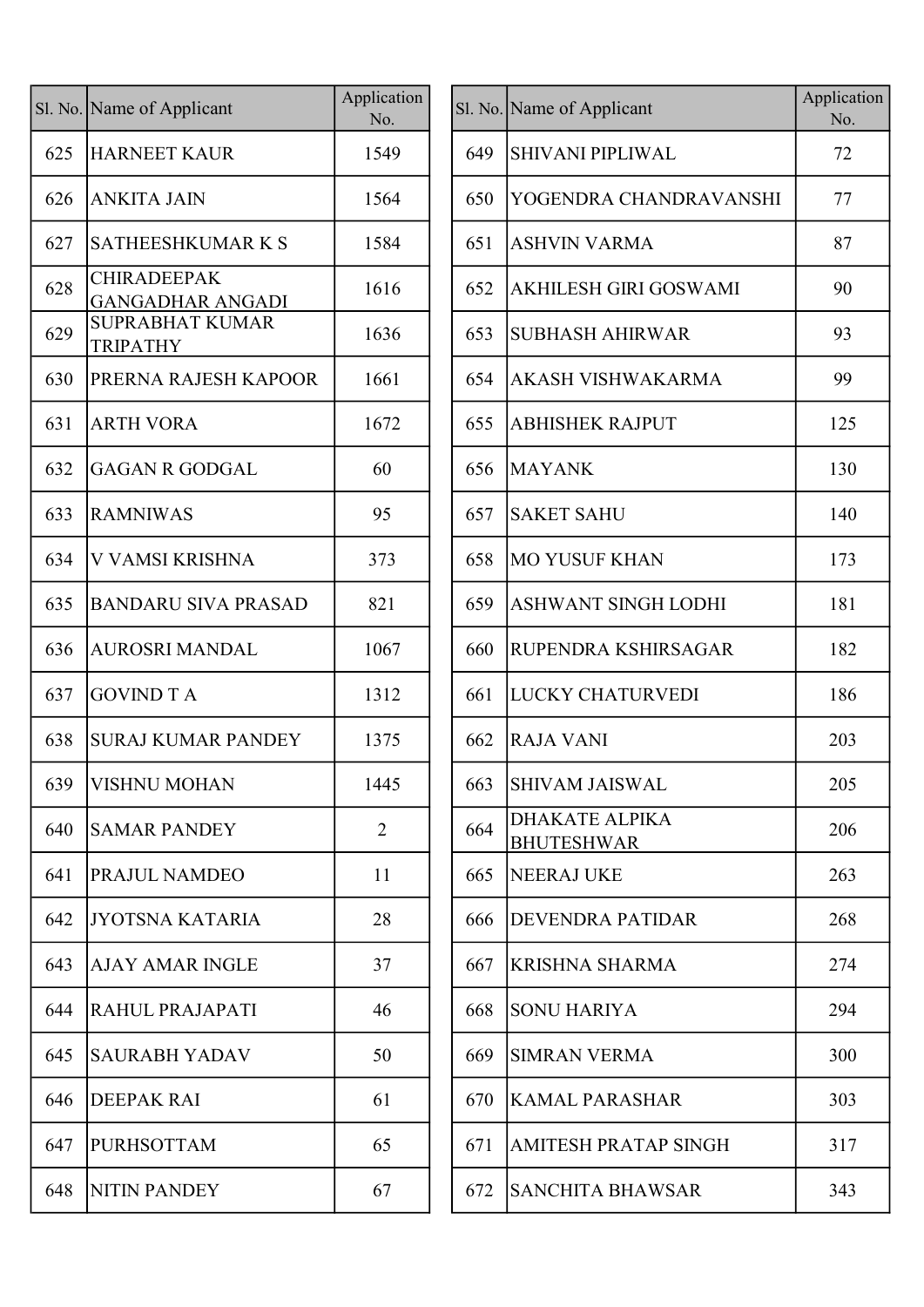| Sl. No. | Name of Applicant | Application No. |
|---|---|---|
| 625 | HARNEET KAUR | 1549 |
| 626 | ANKITA JAIN | 1564 |
| 627 | SATHEESHKUMAR K S | 1584 |
| 628 | CHIRADEEPAK GANGADHAR ANGADI | 1616 |
| 629 | SUPRABHAT KUMAR TRIPATHY | 1636 |
| 630 | PRERNA RAJESH KAPOOR | 1661 |
| 631 | ARTH VORA | 1672 |
| 632 | GAGAN R GODGAL | 60 |
| 633 | RAMNIWAS | 95 |
| 634 | V VAMSI KRISHNA | 373 |
| 635 | BANDARU SIVA PRASAD | 821 |
| 636 | AUROSRI MANDAL | 1067 |
| 637 | GOVIND T A | 1312 |
| 638 | SURAJ KUMAR PANDEY | 1375 |
| 639 | VISHNU MOHAN | 1445 |
| 640 | SAMAR PANDEY | 2 |
| 641 | PRAJUL NAMDEO | 11 |
| 642 | JYOTSNA KATARIA | 28 |
| 643 | AJAY AMAR INGLE | 37 |
| 644 | RAHUL PRAJAPATI | 46 |
| 645 | SAURABH YADAV | 50 |
| 646 | DEEPAK RAI | 61 |
| 647 | PURHSOTTAM | 65 |
| 648 | NITIN PANDEY | 67 |
| 649 | SHIVANI PIPLIWAL | 72 |
| 650 | YOGENDRA CHANDRAVANSHI | 77 |
| 651 | ASHVIN VARMA | 87 |
| 652 | AKHILESH GIRI GOSWAMI | 90 |
| 653 | SUBHASH AHIRWAR | 93 |
| 654 | AKASH VISHWAKARMA | 99 |
| 655 | ABHISHEK RAJPUT | 125 |
| 656 | MAYANK | 130 |
| 657 | SAKET SAHU | 140 |
| 658 | MO YUSUF KHAN | 173 |
| 659 | ASHWANT SINGH LODHI | 181 |
| 660 | RUPENDRA KSHIRSAGAR | 182 |
| 661 | LUCKY CHATURVEDI | 186 |
| 662 | RAJA VANI | 203 |
| 663 | SHIVAM JAISWAL | 205 |
| 664 | DHAKATE ALPIKA BHUTESHWAR | 206 |
| 665 | NEERAJ UKE | 263 |
| 666 | DEVENDRA PATIDAR | 268 |
| 667 | KRISHNA SHARMA | 274 |
| 668 | SONU HARIYA | 294 |
| 669 | SIMRAN VERMA | 300 |
| 670 | KAMAL PARASHAR | 303 |
| 671 | AMITESH PRATAP SINGH | 317 |
| 672 | SANCHITA BHAWSAR | 343 |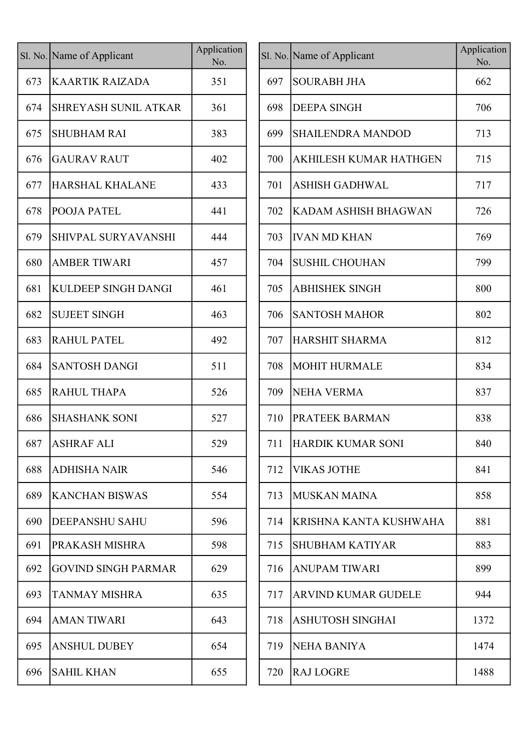| Sl. No. | Name of Applicant | Application No. |
|---|---|---|
| 673 | KAARTIK RAIZADA | 351 |
| 674 | SHREYASH SUNIL ATKAR | 361 |
| 675 | SHUBHAM RAI | 383 |
| 676 | GAURAV RAUT | 402 |
| 677 | HARSHAL KHALANE | 433 |
| 678 | POOJA PATEL | 441 |
| 679 | SHIVPAL SURYAVANSHI | 444 |
| 680 | AMBER TIWARI | 457 |
| 681 | KULDEEP SINGH DANGI | 461 |
| 682 | SUJEET SINGH | 463 |
| 683 | RAHUL PATEL | 492 |
| 684 | SANTOSH DANGI | 511 |
| 685 | RAHUL THAPA | 526 |
| 686 | SHASHANK SONI | 527 |
| 687 | ASHRAF ALI | 529 |
| 688 | ADHISHA NAIR | 546 |
| 689 | KANCHAN BISWAS | 554 |
| 690 | DEEPANSHU SAHU | 596 |
| 691 | PRAKASH MISHRA | 598 |
| 692 | GOVIND SINGH PARMAR | 629 |
| 693 | TANMAY MISHRA | 635 |
| 694 | AMAN TIWARI | 643 |
| 695 | ANSHUL DUBEY | 654 |
| 696 | SAHIL KHAN | 655 |
| 697 | SOURABH JHA | 662 |
| 698 | DEEPA SINGH | 706 |
| 699 | SHAILENDRA MANDOD | 713 |
| 700 | AKHILESH KUMAR HATHGEN | 715 |
| 701 | ASHISH GADHWAL | 717 |
| 702 | KADAM ASHISH BHAGWAN | 726 |
| 703 | IVAN MD KHAN | 769 |
| 704 | SUSHIL CHOUHAN | 799 |
| 705 | ABHISHEK SINGH | 800 |
| 706 | SANTOSH MAHOR | 802 |
| 707 | HARSHIT SHARMA | 812 |
| 708 | MOHIT HURMALE | 834 |
| 709 | NEHA VERMA | 837 |
| 710 | PRATEEK BARMAN | 838 |
| 711 | HARDIK KUMAR SONI | 840 |
| 712 | VIKAS JOTHE | 841 |
| 713 | MUSKAN MAINA | 858 |
| 714 | KRISHNA KANTA KUSHWAHA | 881 |
| 715 | SHUBHAM KATIYAR | 883 |
| 716 | ANUPAM TIWARI | 899 |
| 717 | ARVIND KUMAR GUDELE | 944 |
| 718 | ASHUTOSH SINGHAI | 1372 |
| 719 | NEHA BANIYA | 1474 |
| 720 | RAJ LOGRE | 1488 |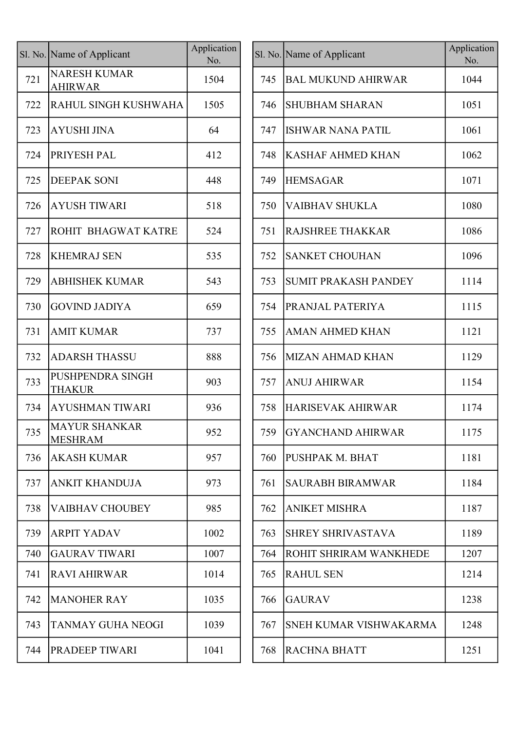| Sl. No. | Name of Applicant | Application No. |
|---|---|---|
| 721 | NARESH KUMAR AHIRWAR | 1504 |
| 722 | RAHUL SINGH KUSHWAHA | 1505 |
| 723 | AYUSHI JINA | 64 |
| 724 | PRIYESH PAL | 412 |
| 725 | DEEPAK SONI | 448 |
| 726 | AYUSH TIWARI | 518 |
| 727 | ROHIT BHAGWAT KATRE | 524 |
| 728 | KHEMRAJ SEN | 535 |
| 729 | ABHISHEK KUMAR | 543 |
| 730 | GOVIND JADIYA | 659 |
| 731 | AMIT KUMAR | 737 |
| 732 | ADARSH THASSU | 888 |
| 733 | PUSHPENDRA SINGH THAKUR | 903 |
| 734 | AYUSHMAN TIWARI | 936 |
| 735 | MAYUR SHANKAR MESHRAM | 952 |
| 736 | AKASH KUMAR | 957 |
| 737 | ANKIT KHANDUJA | 973 |
| 738 | VAIBHAV CHOUBEY | 985 |
| 739 | ARPIT YADAV | 1002 |
| 740 | GAURAV TIWARI | 1007 |
| 741 | RAVI AHIRWAR | 1014 |
| 742 | MANOHER RAY | 1035 |
| 743 | TANMAY GUHA NEOGI | 1039 |
| 744 | PRADEEP TIWARI | 1041 |
| 745 | BAL MUKUND AHIRWAR | 1044 |
| 746 | SHUBHAM SHARAN | 1051 |
| 747 | ISHWAR NANA PATIL | 1061 |
| 748 | KASHAF AHMED KHAN | 1062 |
| 749 | HEMSAGAR | 1071 |
| 750 | VAIBHAV SHUKLA | 1080 |
| 751 | RAJSHREE THAKKAR | 1086 |
| 752 | SANKET CHOUHAN | 1096 |
| 753 | SUMIT PRAKASH PANDEY | 1114 |
| 754 | PRANJAL PATERIYA | 1115 |
| 755 | AMAN AHMED KHAN | 1121 |
| 756 | MIZAN AHMAD KHAN | 1129 |
| 757 | ANUJ AHIRWAR | 1154 |
| 758 | HARISEVAK AHIRWAR | 1174 |
| 759 | GYANCHAND AHIRWAR | 1175 |
| 760 | PUSHPAK M. BHAT | 1181 |
| 761 | SAURABH BIRAMWAR | 1184 |
| 762 | ANIKET MISHRA | 1187 |
| 763 | SHREY SHRIVASTAVA | 1189 |
| 764 | ROHIT SHRIRAM WANKHEDE | 1207 |
| 765 | RAHUL SEN | 1214 |
| 766 | GAURAV | 1238 |
| 767 | SNEH KUMAR VISHWAKARMA | 1248 |
| 768 | RACHNA BHATT | 1251 |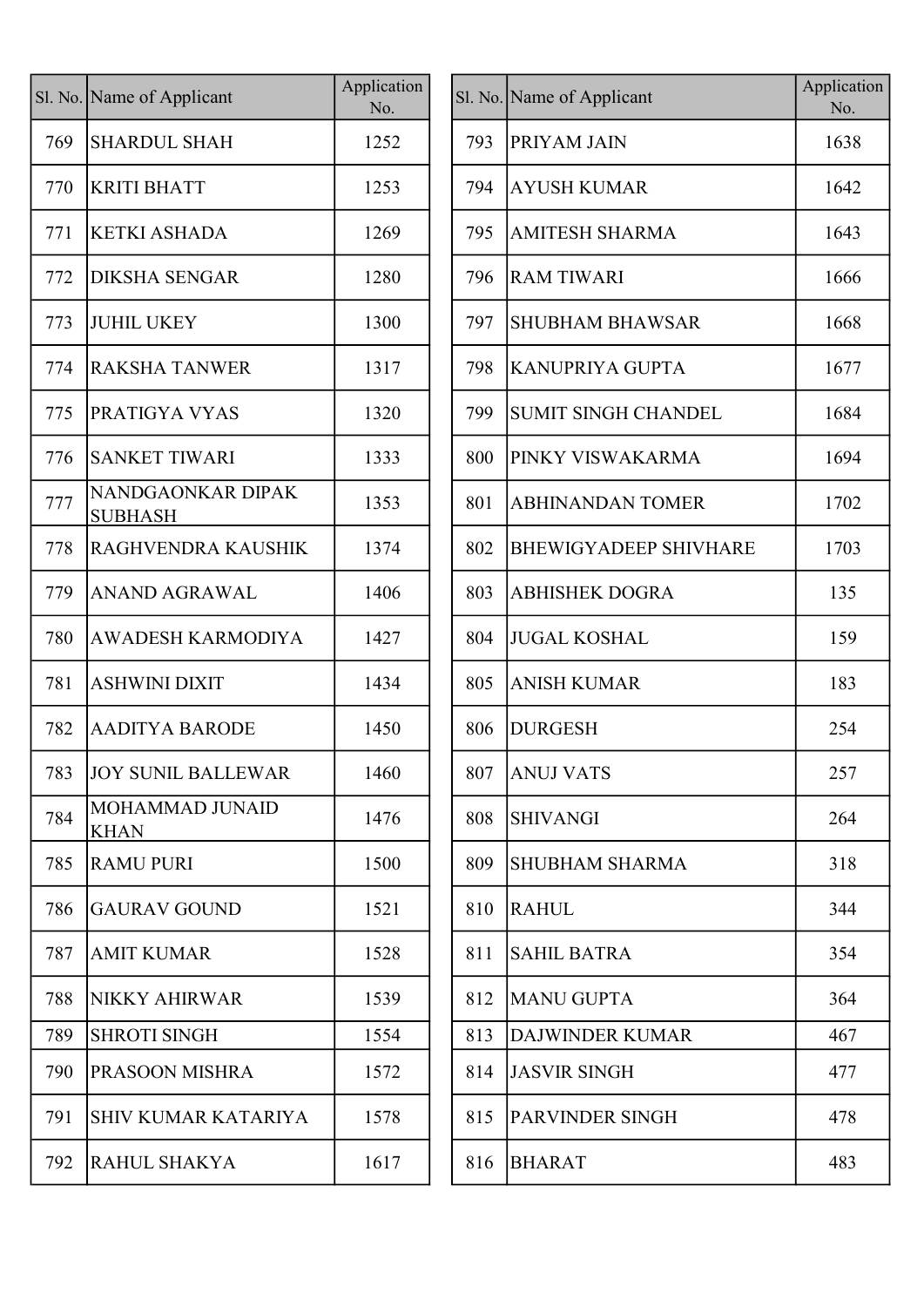| Sl. No. | Name of Applicant | Application No. |
|---|---|---|
| 769 | SHARDUL SHAH | 1252 |
| 770 | KRITI BHATT | 1253 |
| 771 | KETKI ASHADA | 1269 |
| 772 | DIKSHA SENGAR | 1280 |
| 773 | JUHIL UKEY | 1300 |
| 774 | RAKSHA TANWER | 1317 |
| 775 | PRATIGYA VYAS | 1320 |
| 776 | SANKET TIWARI | 1333 |
| 777 | NANDGAONKAR DIPAK SUBHASH | 1353 |
| 778 | RAGHVENDRA KAUSHIK | 1374 |
| 779 | ANAND AGRAWAL | 1406 |
| 780 | AWADESH KARMODIYA | 1427 |
| 781 | ASHWINI DIXIT | 1434 |
| 782 | AADITYA BARODE | 1450 |
| 783 | JOY SUNIL BALLEWAR | 1460 |
| 784 | MOHAMMAD JUNAID KHAN | 1476 |
| 785 | RAMU PURI | 1500 |
| 786 | GAURAV GOUND | 1521 |
| 787 | AMIT KUMAR | 1528 |
| 788 | NIKKY AHIRWAR | 1539 |
| 789 | SHROTI SINGH | 1554 |
| 790 | PRASOON MISHRA | 1572 |
| 791 | SHIV KUMAR KATARIYA | 1578 |
| 792 | RAHUL SHAKYA | 1617 |
| 793 | PRIYAM JAIN | 1638 |
| 794 | AYUSH KUMAR | 1642 |
| 795 | AMITESH SHARMA | 1643 |
| 796 | RAM TIWARI | 1666 |
| 797 | SHUBHAM BHAWSAR | 1668 |
| 798 | KANUPRIYA GUPTA | 1677 |
| 799 | SUMIT SINGH CHANDEL | 1684 |
| 800 | PINKY VISWAKARMA | 1694 |
| 801 | ABHINANDAN TOMER | 1702 |
| 802 | BHEWIGYADEEP SHIVHARE | 1703 |
| 803 | ABHISHEK DOGRA | 135 |
| 804 | JUGAL KOSHAL | 159 |
| 805 | ANISH KUMAR | 183 |
| 806 | DURGESH | 254 |
| 807 | ANUJ VATS | 257 |
| 808 | SHIVANGI | 264 |
| 809 | SHUBHAM SHARMA | 318 |
| 810 | RAHUL | 344 |
| 811 | SAHIL BATRA | 354 |
| 812 | MANU GUPTA | 364 |
| 813 | DAJWINDER KUMAR | 467 |
| 814 | JASVIR SINGH | 477 |
| 815 | PARVINDER SINGH | 478 |
| 816 | BHARAT | 483 |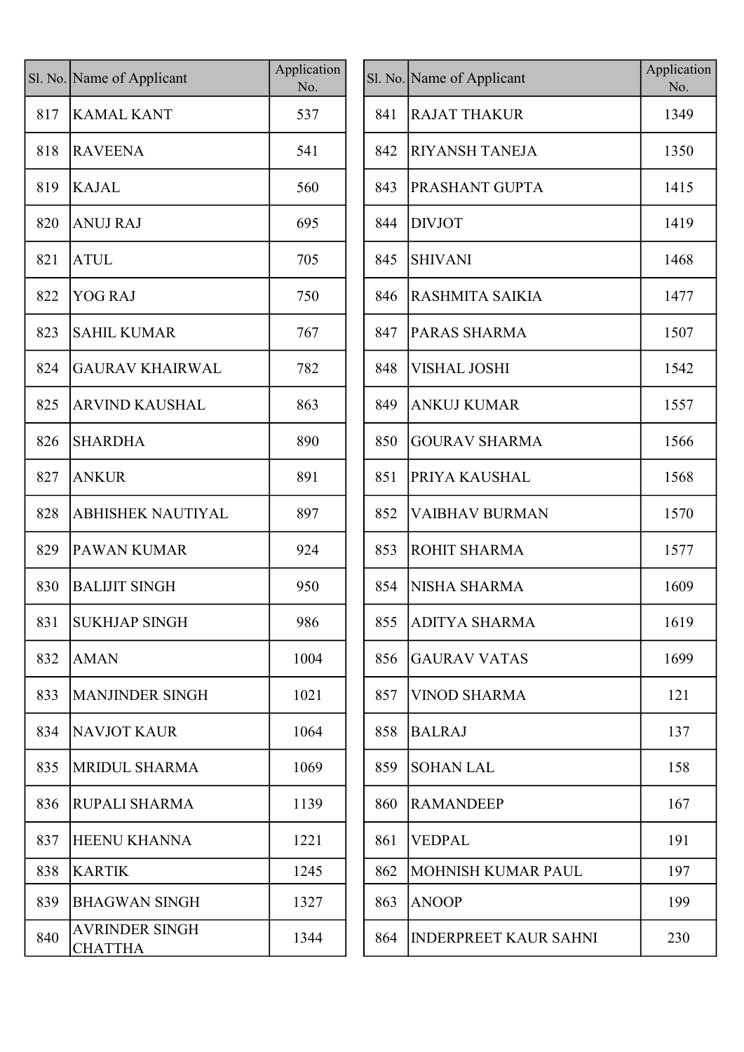| Sl. No. | Name of Applicant | Application No. |
|---|---|---|
| 817 | KAMAL KANT | 537 |
| 818 | RAVEENA | 541 |
| 819 | KAJAL | 560 |
| 820 | ANUJ RAJ | 695 |
| 821 | ATUL | 705 |
| 822 | YOG RAJ | 750 |
| 823 | SAHIL KUMAR | 767 |
| 824 | GAURAV KHAIRWAL | 782 |
| 825 | ARVIND KAUSHAL | 863 |
| 826 | SHARDHA | 890 |
| 827 | ANKUR | 891 |
| 828 | ABHISHEK NAUTIYAL | 897 |
| 829 | PAWAN KUMAR | 924 |
| 830 | BALIJIT SINGH | 950 |
| 831 | SUKHJAP SINGH | 986 |
| 832 | AMAN | 1004 |
| 833 | MANJINDER SINGH | 1021 |
| 834 | NAVJOT KAUR | 1064 |
| 835 | MRIDUL SHARMA | 1069 |
| 836 | RUPALI SHARMA | 1139 |
| 837 | HEENU KHANNA | 1221 |
| 838 | KARTIK | 1245 |
| 839 | BHAGWAN SINGH | 1327 |
| 840 | AVRINDER SINGH CHATTHA | 1344 |
| 841 | RAJAT THAKUR | 1349 |
| 842 | RIYANSH TANEJA | 1350 |
| 843 | PRASHANT GUPTA | 1415 |
| 844 | DIVJOT | 1419 |
| 845 | SHIVANI | 1468 |
| 846 | RASHMITA SAIKIA | 1477 |
| 847 | PARAS SHARMA | 1507 |
| 848 | VISHAL JOSHI | 1542 |
| 849 | ANKUJ KUMAR | 1557 |
| 850 | GOURAV SHARMA | 1566 |
| 851 | PRIYA KAUSHAL | 1568 |
| 852 | VAIBHAV BURMAN | 1570 |
| 853 | ROHIT SHARMA | 1577 |
| 854 | NISHA SHARMA | 1609 |
| 855 | ADITYA SHARMA | 1619 |
| 856 | GAURAV VATAS | 1699 |
| 857 | VINOD SHARMA | 121 |
| 858 | BALRAJ | 137 |
| 859 | SOHAN LAL | 158 |
| 860 | RAMANDEEP | 167 |
| 861 | VEDPAL | 191 |
| 862 | MOHNISH KUMAR PAUL | 197 |
| 863 | ANOOP | 199 |
| 864 | INDERPREET KAUR SAHNI | 230 |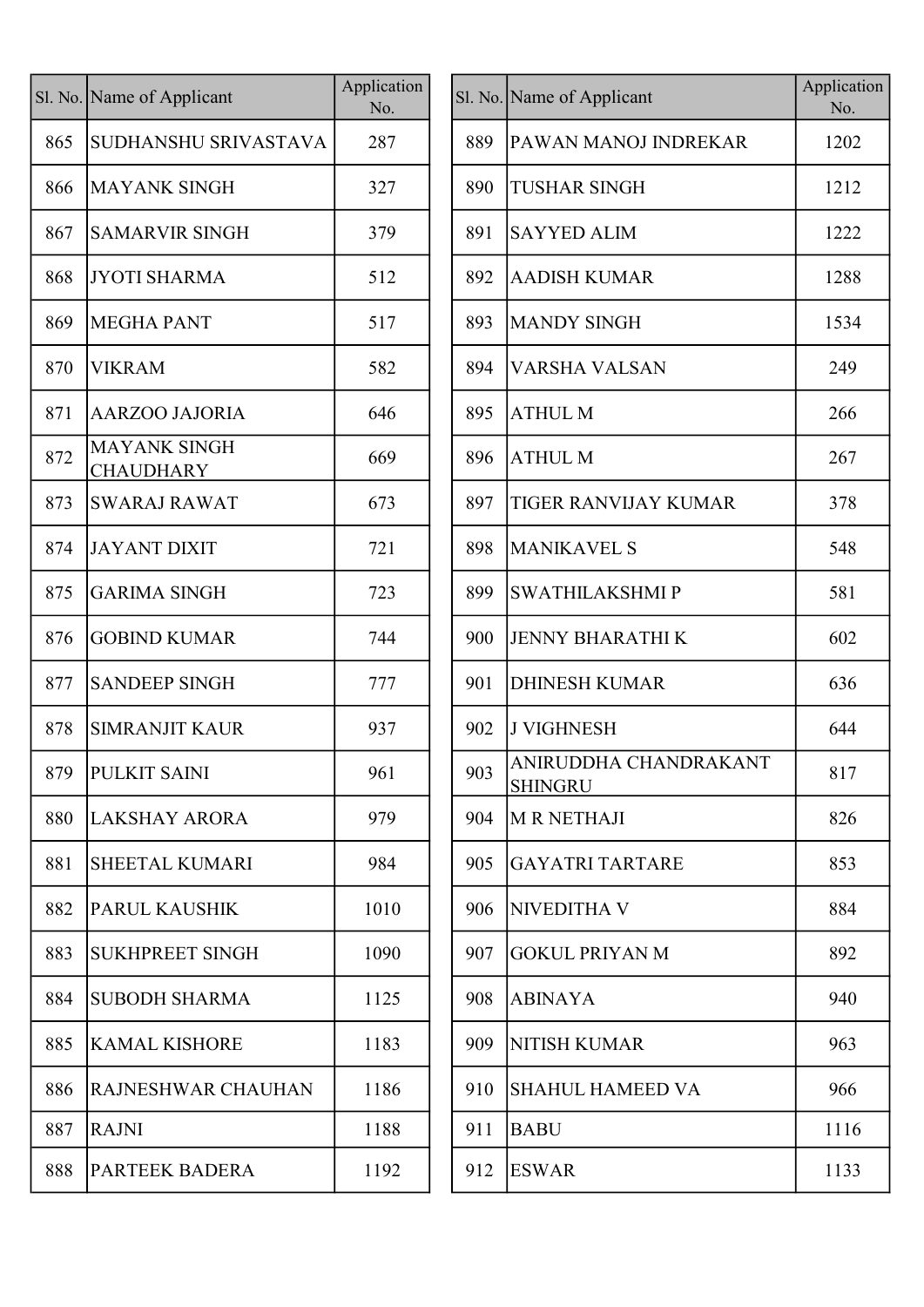| Sl. No. | Name of Applicant | Application No. |
|---|---|---|
| 865 | SUDHANSHU SRIVASTAVA | 287 |
| 866 | MAYANK SINGH | 327 |
| 867 | SAMARVIR SINGH | 379 |
| 868 | JYOTI SHARMA | 512 |
| 869 | MEGHA PANT | 517 |
| 870 | VIKRAM | 582 |
| 871 | AARZOO JAJORIA | 646 |
| 872 | MAYANK SINGH CHAUDHARY | 669 |
| 873 | SWARAJ RAWAT | 673 |
| 874 | JAYANT DIXIT | 721 |
| 875 | GARIMA SINGH | 723 |
| 876 | GOBIND KUMAR | 744 |
| 877 | SANDEEP SINGH | 777 |
| 878 | SIMRANJIT KAUR | 937 |
| 879 | PULKIT SAINI | 961 |
| 880 | LAKSHAY ARORA | 979 |
| 881 | SHEETAL KUMARI | 984 |
| 882 | PARUL KAUSHIK | 1010 |
| 883 | SUKHPREET SINGH | 1090 |
| 884 | SUBODH SHARMA | 1125 |
| 885 | KAMAL KISHORE | 1183 |
| 886 | RAJNESHWAR CHAUHAN | 1186 |
| 887 | RAJNI | 1188 |
| 888 | PARTEEK BADERA | 1192 |
| 889 | PAWAN MANOJ INDREKAR | 1202 |
| 890 | TUSHAR SINGH | 1212 |
| 891 | SAYYED ALIM | 1222 |
| 892 | AADISH KUMAR | 1288 |
| 893 | MANDY SINGH | 1534 |
| 894 | VARSHA VALSAN | 249 |
| 895 | ATHUL M | 266 |
| 896 | ATHUL M | 267 |
| 897 | TIGER RANVIJAY KUMAR | 378 |
| 898 | MANIKAVEL S | 548 |
| 899 | SWATHILAKSHMI P | 581 |
| 900 | JENNY BHARATHI K | 602 |
| 901 | DHINESH KUMAR | 636 |
| 902 | J VIGHNESH | 644 |
| 903 | ANIRUDDHA CHANDRAKANT SHINGRU | 817 |
| 904 | M R NETHAJI | 826 |
| 905 | GAYATRI TARTARE | 853 |
| 906 | NIVEDITHA V | 884 |
| 907 | GOKUL PRIYAN M | 892 |
| 908 | ABINAYA | 940 |
| 909 | NITISH KUMAR | 963 |
| 910 | SHAHUL HAMEED VA | 966 |
| 911 | BABU | 1116 |
| 912 | ESWAR | 1133 |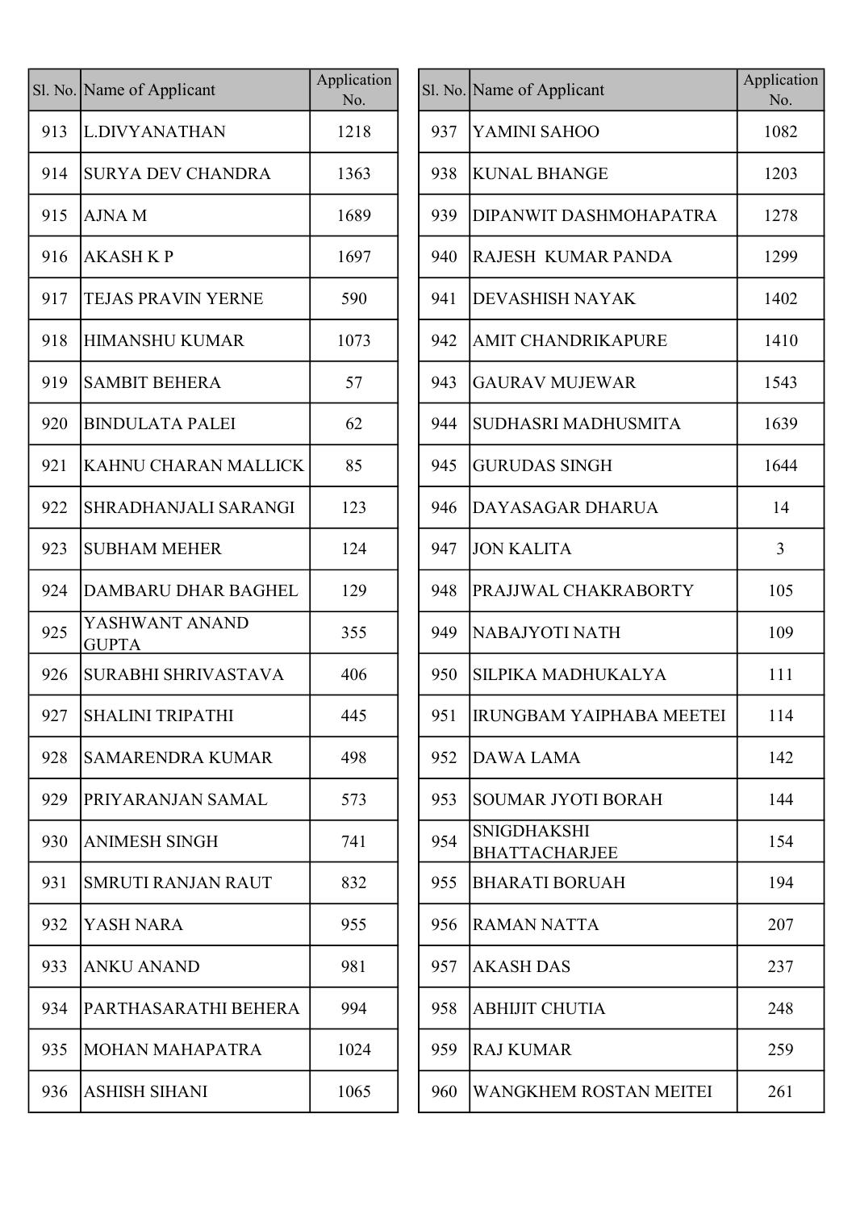| Sl. No. | Name of Applicant | Application No. |
|---|---|---|
| 913 | L.DIVYANATHAN | 1218 |
| 914 | SURYA DEV CHANDRA | 1363 |
| 915 | AJNA M | 1689 |
| 916 | AKASH K P | 1697 |
| 917 | TEJAS PRAVIN YERNE | 590 |
| 918 | HIMANSHU KUMAR | 1073 |
| 919 | SAMBIT BEHERA | 57 |
| 920 | BINDULATA PALEI | 62 |
| 921 | KAHNU CHARAN MALLICK | 85 |
| 922 | SHRADHANJALI SARANGI | 123 |
| 923 | SUBHAM MEHER | 124 |
| 924 | DAMBARU DHAR BAGHEL | 129 |
| 925 | YASHWANT ANAND GUPTA | 355 |
| 926 | SURABHI SHRIVASTAVA | 406 |
| 927 | SHALINI TRIPATHI | 445 |
| 928 | SAMARENDRA KUMAR | 498 |
| 929 | PRIYARANJAN SAMAL | 573 |
| 930 | ANIMESH SINGH | 741 |
| 931 | SMRUTI RANJAN RAUT | 832 |
| 932 | YASH NARA | 955 |
| 933 | ANKU ANAND | 981 |
| 934 | PARTHASARATHI BEHERA | 994 |
| 935 | MOHAN MAHAPATRA | 1024 |
| 936 | ASHISH SIHANI | 1065 |
| 937 | YAMINI SAHOO | 1082 |
| 938 | KUNAL BHANGE | 1203 |
| 939 | DIPANWIT DASHMOHAPATRA | 1278 |
| 940 | RAJESH KUMAR PANDA | 1299 |
| 941 | DEVASHISH NAYAK | 1402 |
| 942 | AMIT CHANDRIKAPURE | 1410 |
| 943 | GAURAV MUJEWAR | 1543 |
| 944 | SUDHASRI MADHUSMITA | 1639 |
| 945 | GURUDAS SINGH | 1644 |
| 946 | DAYASAGAR DHARUA | 14 |
| 947 | JON KALITA | 3 |
| 948 | PRAJJWAL CHAKRABORTY | 105 |
| 949 | NABAJYOTI NATH | 109 |
| 950 | SILPIKA MADHUKALYA | 111 |
| 951 | IRUNGBAM YAIPHABA MEETEI | 114 |
| 952 | DAWA LAMA | 142 |
| 953 | SOUMAR JYOTI BORAH | 144 |
| 954 | SNIGDHAKSHI BHATTACHARJEE | 154 |
| 955 | BHARATI BORUAH | 194 |
| 956 | RAMAN NATTA | 207 |
| 957 | AKASH DAS | 237 |
| 958 | ABHIJIT CHUTIA | 248 |
| 959 | RAJ KUMAR | 259 |
| 960 | WANGKHEM ROSTAN MEITEI | 261 |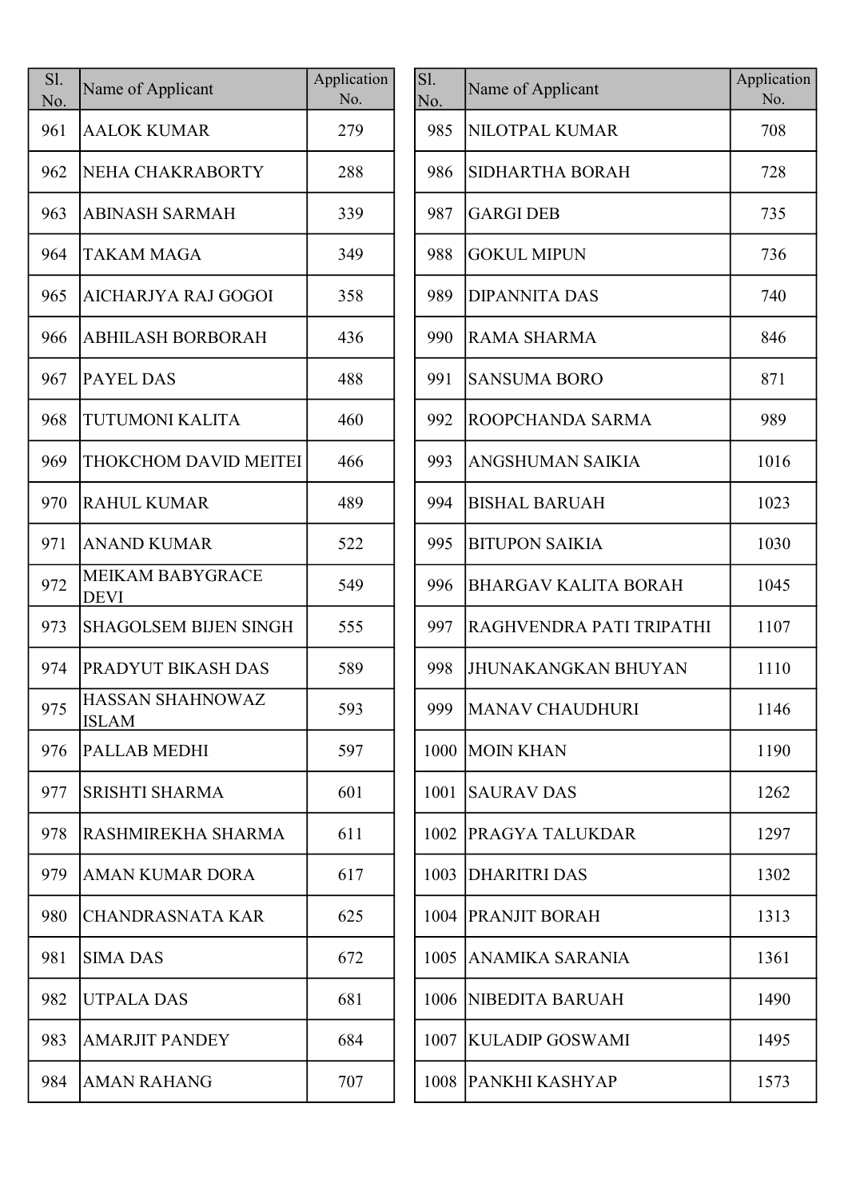| Sl. No. | Name of Applicant | Application No. |
|---|---|---|
| 961 | AALOK KUMAR | 279 |
| 962 | NEHA CHAKRABORTY | 288 |
| 963 | ABINASH SARMAH | 339 |
| 964 | TAKAM MAGA | 349 |
| 965 | AICHARJYA RAJ GOGOI | 358 |
| 966 | ABHILASH BORBORAH | 436 |
| 967 | PAYEL DAS | 488 |
| 968 | TUTUMONI KALITA | 460 |
| 969 | THOKCHOM DAVID MEITEI | 466 |
| 970 | RAHUL KUMAR | 489 |
| 971 | ANAND KUMAR | 522 |
| 972 | MEIKAM BABYGRACE DEVI | 549 |
| 973 | SHAGOLSEM BIJEN SINGH | 555 |
| 974 | PRADYUT BIKASH DAS | 589 |
| 975 | HASSAN SHAHNOWAZ ISLAM | 593 |
| 976 | PALLAB MEDHI | 597 |
| 977 | SRISHTI SHARMA | 601 |
| 978 | RASHMIREKHA SHARMA | 611 |
| 979 | AMAN KUMAR DORA | 617 |
| 980 | CHANDRASNATA KAR | 625 |
| 981 | SIMA DAS | 672 |
| 982 | UTPALA DAS | 681 |
| 983 | AMARJIT PANDEY | 684 |
| 984 | AMAN RAHANG | 707 |
| 985 | NILOTPAL KUMAR | 708 |
| 986 | SIDHARTHA BORAH | 728 |
| 987 | GARGI DEB | 735 |
| 988 | GOKUL MIPUN | 736 |
| 989 | DIPANNITA DAS | 740 |
| 990 | RAMA SHARMA | 846 |
| 991 | SANSUMA BORO | 871 |
| 992 | ROOPCHANDA SARMA | 989 |
| 993 | ANGSHUMAN SAIKIA | 1016 |
| 994 | BISHAL BARUAH | 1023 |
| 995 | BITUPON SAIKIA | 1030 |
| 996 | BHARGAV KALITA BORAH | 1045 |
| 997 | RAGHVENDRA PATI TRIPATHI | 1107 |
| 998 | JHUNAKANGKAN BHUYAN | 1110 |
| 999 | MANAV CHAUDHURI | 1146 |
| 1000 | MOIN KHAN | 1190 |
| 1001 | SAURAV DAS | 1262 |
| 1002 | PRAGYA TALUKDAR | 1297 |
| 1003 | DHARITRI DAS | 1302 |
| 1004 | PRANJIT BORAH | 1313 |
| 1005 | ANAMIKA SARANIA | 1361 |
| 1006 | NIBEDITA BARUAH | 1490 |
| 1007 | KULADIP GOSWAMI | 1495 |
| 1008 | PANKHI KASHYAP | 1573 |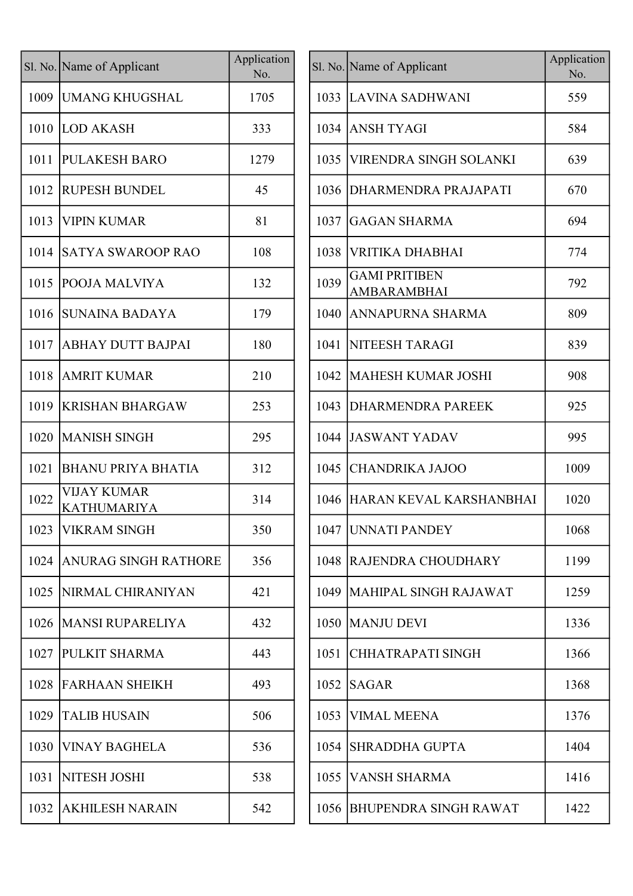| Sl. No. | Name of Applicant | Application No. |
|---|---|---|
| 1009 | UMANG KHUGSHAL | 1705 |
| 1010 | LOD AKASH | 333 |
| 1011 | PULAKESH BARO | 1279 |
| 1012 | RUPESH BUNDEL | 45 |
| 1013 | VIPIN KUMAR | 81 |
| 1014 | SATYA SWAROOP RAO | 108 |
| 1015 | POOJA MALVIYA | 132 |
| 1016 | SUNAINA BADAYA | 179 |
| 1017 | ABHAY DUTT BAJPAI | 180 |
| 1018 | AMRIT KUMAR | 210 |
| 1019 | KRISHAN BHARGAW | 253 |
| 1020 | MANISH SINGH | 295 |
| 1021 | BHANU PRIYA BHATIA | 312 |
| 1022 | VIJAY KUMAR KATHUMARIYA | 314 |
| 1023 | VIKRAM SINGH | 350 |
| 1024 | ANURAG SINGH RATHORE | 356 |
| 1025 | NIRMAL CHIRANIYAN | 421 |
| 1026 | MANSI RUPARELIYA | 432 |
| 1027 | PULKIT SHARMA | 443 |
| 1028 | FARHAAN SHEIKH | 493 |
| 1029 | TALIB HUSAIN | 506 |
| 1030 | VINAY BAGHELA | 536 |
| 1031 | NITESH JOSHI | 538 |
| 1032 | AKHILESH NARAIN | 542 |
| 1033 | LAVINA SADHWANI | 559 |
| 1034 | ANSH TYAGI | 584 |
| 1035 | VIRENDRA SINGH SOLANKI | 639 |
| 1036 | DHARMENDRA PRAJAPATI | 670 |
| 1037 | GAGAN SHARMA | 694 |
| 1038 | VRITIKA DHABHAI | 774 |
| 1039 | GAMI PRITIBEN AMBARAMBHAI | 792 |
| 1040 | ANNAPURNA SHARMA | 809 |
| 1041 | NITEESH TARAGI | 839 |
| 1042 | MAHESH KUMAR JOSHI | 908 |
| 1043 | DHARMENDRA PAREEK | 925 |
| 1044 | JASWANT YADAV | 995 |
| 1045 | CHANDRIKA JAJOO | 1009 |
| 1046 | HARAN KEVAL KARSHANBHAI | 1020 |
| 1047 | UNNATI PANDEY | 1068 |
| 1048 | RAJENDRA CHOUDHARY | 1199 |
| 1049 | MAHIPAL SINGH RAJAWAT | 1259 |
| 1050 | MANJU DEVI | 1336 |
| 1051 | CHHATRAPATI SINGH | 1366 |
| 1052 | SAGAR | 1368 |
| 1053 | VIMAL MEENA | 1376 |
| 1054 | SHRADDHA GUPTA | 1404 |
| 1055 | VANSH SHARMA | 1416 |
| 1056 | BHUPENDRA SINGH RAWAT | 1422 |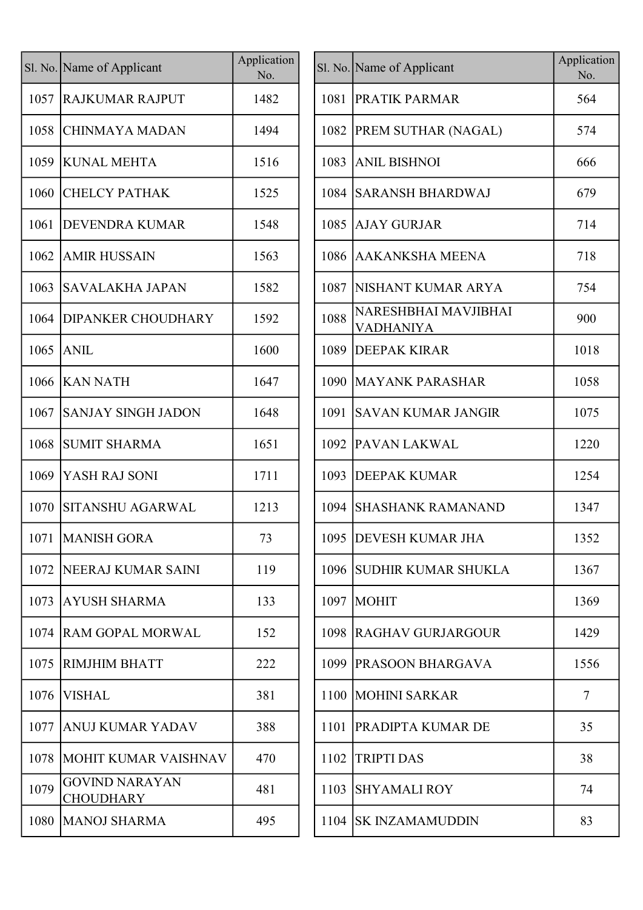| Sl. No. | Name of Applicant | Application No. |
|---|---|---|
| 1057 | RAJKUMAR RAJPUT | 1482 |
| 1058 | CHINMAYA MADAN | 1494 |
| 1059 | KUNAL MEHTA | 1516 |
| 1060 | CHELCY PATHAK | 1525 |
| 1061 | DEVENDRA KUMAR | 1548 |
| 1062 | AMIR HUSSAIN | 1563 |
| 1063 | SAVALAKHA JAPAN | 1582 |
| 1064 | DIPANKER CHOUDHARY | 1592 |
| 1065 | ANIL | 1600 |
| 1066 | KAN NATH | 1647 |
| 1067 | SANJAY SINGH JADON | 1648 |
| 1068 | SUMIT SHARMA | 1651 |
| 1069 | YASH RAJ SONI | 1711 |
| 1070 | SITANSHU AGARWAL | 1213 |
| 1071 | MANISH GORA | 73 |
| 1072 | NEERAJ KUMAR SAINI | 119 |
| 1073 | AYUSH SHARMA | 133 |
| 1074 | RAM GOPAL MORWAL | 152 |
| 1075 | RIMJHIM BHATT | 222 |
| 1076 | VISHAL | 381 |
| 1077 | ANUJ KUMAR YADAV | 388 |
| 1078 | MOHIT KUMAR VAISHNAV | 470 |
| 1079 | GOVIND NARAYAN CHOUDHARY | 481 |
| 1080 | MANOJ SHARMA | 495 |
| 1081 | PRATIK PARMAR | 564 |
| 1082 | PREM SUTHAR (NAGAL) | 574 |
| 1083 | ANIL BISHNOI | 666 |
| 1084 | SARANSH BHARDWAJ | 679 |
| 1085 | AJAY GURJAR | 714 |
| 1086 | AAKANKSHA MEENA | 718 |
| 1087 | NISHANT KUMAR ARYA | 754 |
| 1088 | NARESHBHAI MAVJIBHAI VADHANIYA | 900 |
| 1089 | DEEPAK KIRAR | 1018 |
| 1090 | MAYANK PARASHAR | 1058 |
| 1091 | SAVAN KUMAR JANGIR | 1075 |
| 1092 | PAVAN LAKWAL | 1220 |
| 1093 | DEEPAK KUMAR | 1254 |
| 1094 | SHASHANK RAMANAND | 1347 |
| 1095 | DEVESH KUMAR JHA | 1352 |
| 1096 | SUDHIR KUMAR SHUKLA | 1367 |
| 1097 | MOHIT | 1369 |
| 1098 | RAGHAV GURJARGOUR | 1429 |
| 1099 | PRASOON BHARGAVA | 1556 |
| 1100 | MOHINI SARKAR | 7 |
| 1101 | PRADIPTA KUMAR DE | 35 |
| 1102 | TRIPTI DAS | 38 |
| 1103 | SHYAMALI ROY | 74 |
| 1104 | SK INZAMAMUDDIN | 83 |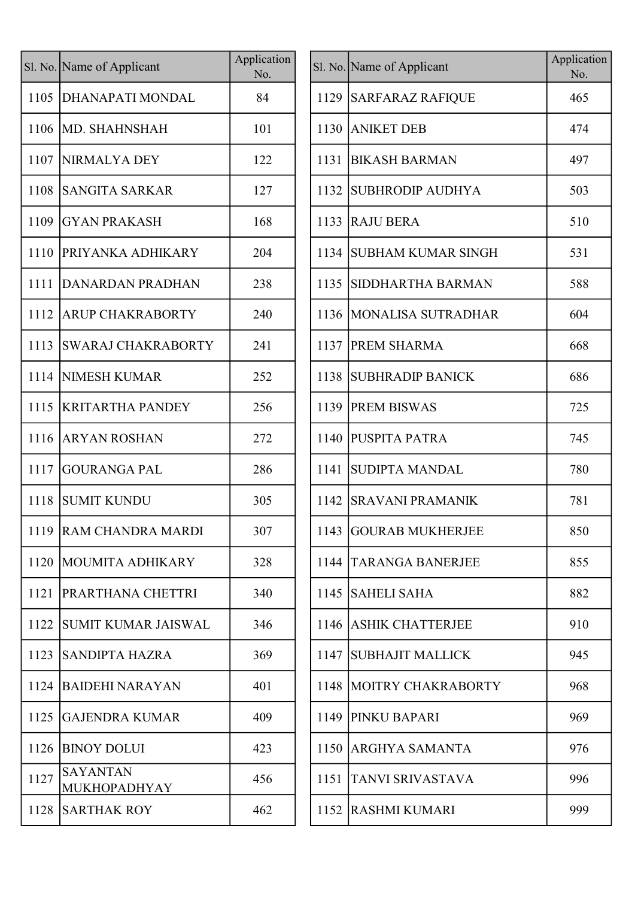| Sl. No. | Name of Applicant | Application No. |
|---|---|---|
| 1105 | DHANAPATI MONDAL | 84 |
| 1106 | MD. SHAHNSHAH | 101 |
| 1107 | NIRMALYA DEY | 122 |
| 1108 | SANGITA SARKAR | 127 |
| 1109 | GYAN PRAKASH | 168 |
| 1110 | PRIYANKA ADHIKARY | 204 |
| 1111 | DANARDAN PRADHAN | 238 |
| 1112 | ARUP CHAKRABORTY | 240 |
| 1113 | SWARAJ CHAKRABORTY | 241 |
| 1114 | NIMESH KUMAR | 252 |
| 1115 | KRITARTHA PANDEY | 256 |
| 1116 | ARYAN ROSHAN | 272 |
| 1117 | GOURANGA PAL | 286 |
| 1118 | SUMIT KUNDU | 305 |
| 1119 | RAM CHANDRA MARDI | 307 |
| 1120 | MOUMITA ADHIKARY | 328 |
| 1121 | PRARTHANA CHETTRI | 340 |
| 1122 | SUMIT KUMAR JAISWAL | 346 |
| 1123 | SANDIPTA HAZRA | 369 |
| 1124 | BAIDEHI NARAYAN | 401 |
| 1125 | GAJENDRA KUMAR | 409 |
| 1126 | BINOY DOLUI | 423 |
| 1127 | SAYANTAN MUKHOPADHYAY | 456 |
| 1128 | SARTHAK ROY | 462 |
| 1129 | SARFARAZ RAFIQUE | 465 |
| 1130 | ANIKET DEB | 474 |
| 1131 | BIKASH BARMAN | 497 |
| 1132 | SUBHRODIP AUDHYA | 503 |
| 1133 | RAJU BERA | 510 |
| 1134 | SUBHAM KUMAR SINGH | 531 |
| 1135 | SIDDHARTHA BARMAN | 588 |
| 1136 | MONALISA SUTRADHAR | 604 |
| 1137 | PREM SHARMA | 668 |
| 1138 | SUBHRADIP BANICK | 686 |
| 1139 | PREM BISWAS | 725 |
| 1140 | PUSPITA PATRA | 745 |
| 1141 | SUDIPTA MANDAL | 780 |
| 1142 | SRAVANI PRAMANIK | 781 |
| 1143 | GOURAB MUKHERJEE | 850 |
| 1144 | TARANGA BANERJEE | 855 |
| 1145 | SAHELI SAHA | 882 |
| 1146 | ASHIK CHATTERJEE | 910 |
| 1147 | SUBHAJIT MALLICK | 945 |
| 1148 | MOITRY CHAKRABORTY | 968 |
| 1149 | PINKU BAPARI | 969 |
| 1150 | ARGHYA SAMANTA | 976 |
| 1151 | TANVI SRIVASTAVA | 996 |
| 1152 | RASHMI KUMARI | 999 |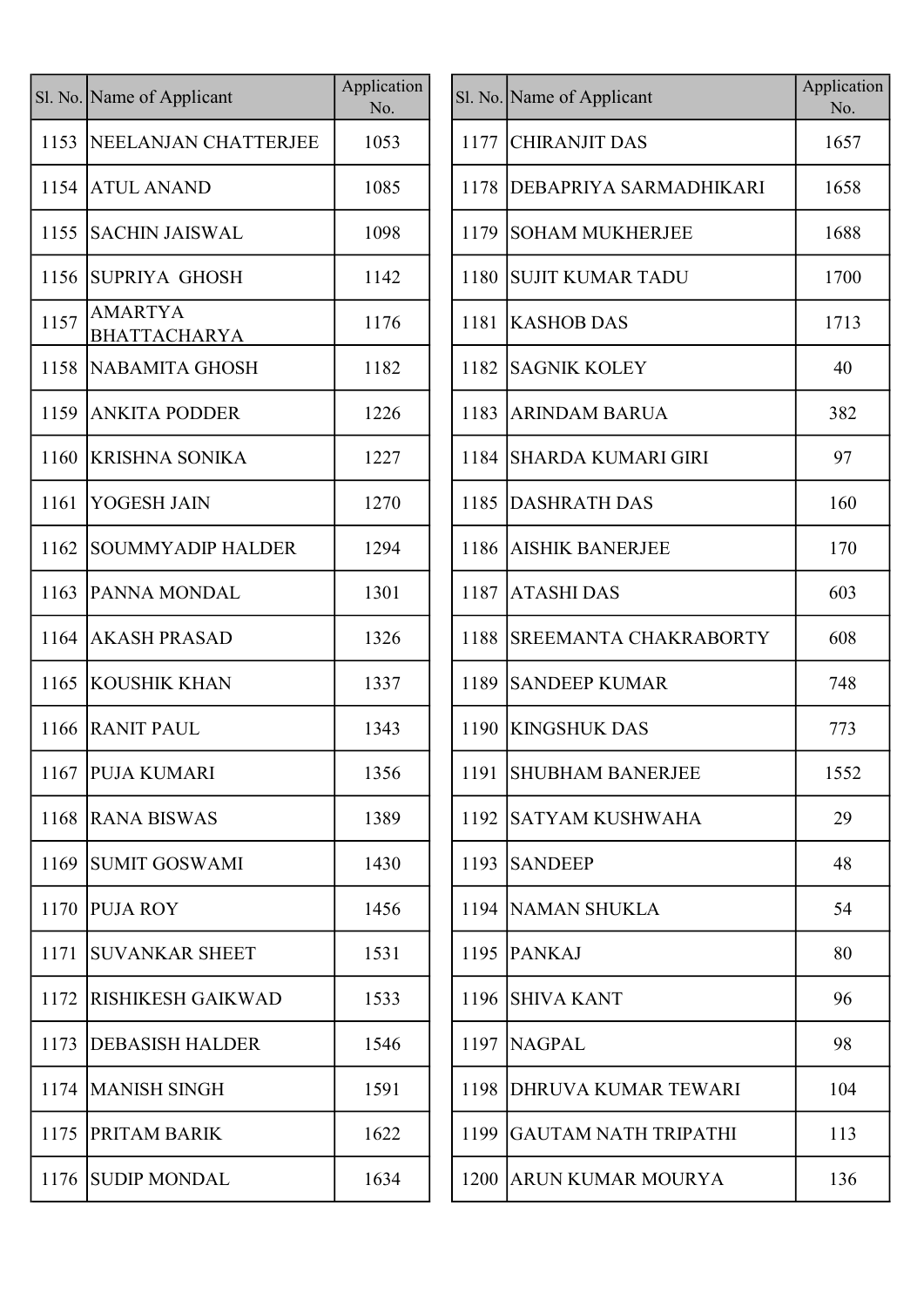| Sl. No. | Name of Applicant | Application No. |
|---|---|---|
| 1153 | NEELANJAN CHATTERJEE | 1053 |
| 1154 | ATUL ANAND | 1085 |
| 1155 | SACHIN JAISWAL | 1098 |
| 1156 | SUPRIYA  GHOSH | 1142 |
| 1157 | AMARTYA BHATTACHARYA | 1176 |
| 1158 | NABAMITA GHOSH | 1182 |
| 1159 | ANKITA PODDER | 1226 |
| 1160 | KRISHNA SONIKA | 1227 |
| 1161 | YOGESH JAIN | 1270 |
| 1162 | SOUMMYADIP HALDER | 1294 |
| 1163 | PANNA MONDAL | 1301 |
| 1164 | AKASH PRASAD | 1326 |
| 1165 | KOUSHIK KHAN | 1337 |
| 1166 | RANIT PAUL | 1343 |
| 1167 | PUJA KUMARI | 1356 |
| 1168 | RANA BISWAS | 1389 |
| 1169 | SUMIT GOSWAMI | 1430 |
| 1170 | PUJA ROY | 1456 |
| 1171 | SUVANKAR SHEET | 1531 |
| 1172 | RISHIKESH GAIKWAD | 1533 |
| 1173 | DEBASISH HALDER | 1546 |
| 1174 | MANISH SINGH | 1591 |
| 1175 | PRITAM BARIK | 1622 |
| 1176 | SUDIP MONDAL | 1634 |
| 1177 | CHIRANJIT DAS | 1657 |
| 1178 | DEBAPRIYA SARMADHIKARI | 1658 |
| 1179 | SOHAM MUKHERJEE | 1688 |
| 1180 | SUJIT KUMAR TADU | 1700 |
| 1181 | KASHOB DAS | 1713 |
| 1182 | SAGNIK KOLEY | 40 |
| 1183 | ARINDAM BARUA | 382 |
| 1184 | SHARDA KUMARI GIRI | 97 |
| 1185 | DASHRATH DAS | 160 |
| 1186 | AISHIK BANERJEE | 170 |
| 1187 | ATASHI DAS | 603 |
| 1188 | SREEMANTA CHAKRABORTY | 608 |
| 1189 | SANDEEP KUMAR | 748 |
| 1190 | KINGSHUK DAS | 773 |
| 1191 | SHUBHAM BANERJEE | 1552 |
| 1192 | SATYAM KUSHWAHA | 29 |
| 1193 | SANDEEP | 48 |
| 1194 | NAMAN SHUKLA | 54 |
| 1195 | PANKAJ | 80 |
| 1196 | SHIVA KANT | 96 |
| 1197 | NAGPAL | 98 |
| 1198 | DHRUVA KUMAR TEWARI | 104 |
| 1199 | GAUTAM NATH TRIPATHI | 113 |
| 1200 | ARUN KUMAR MOURYA | 136 |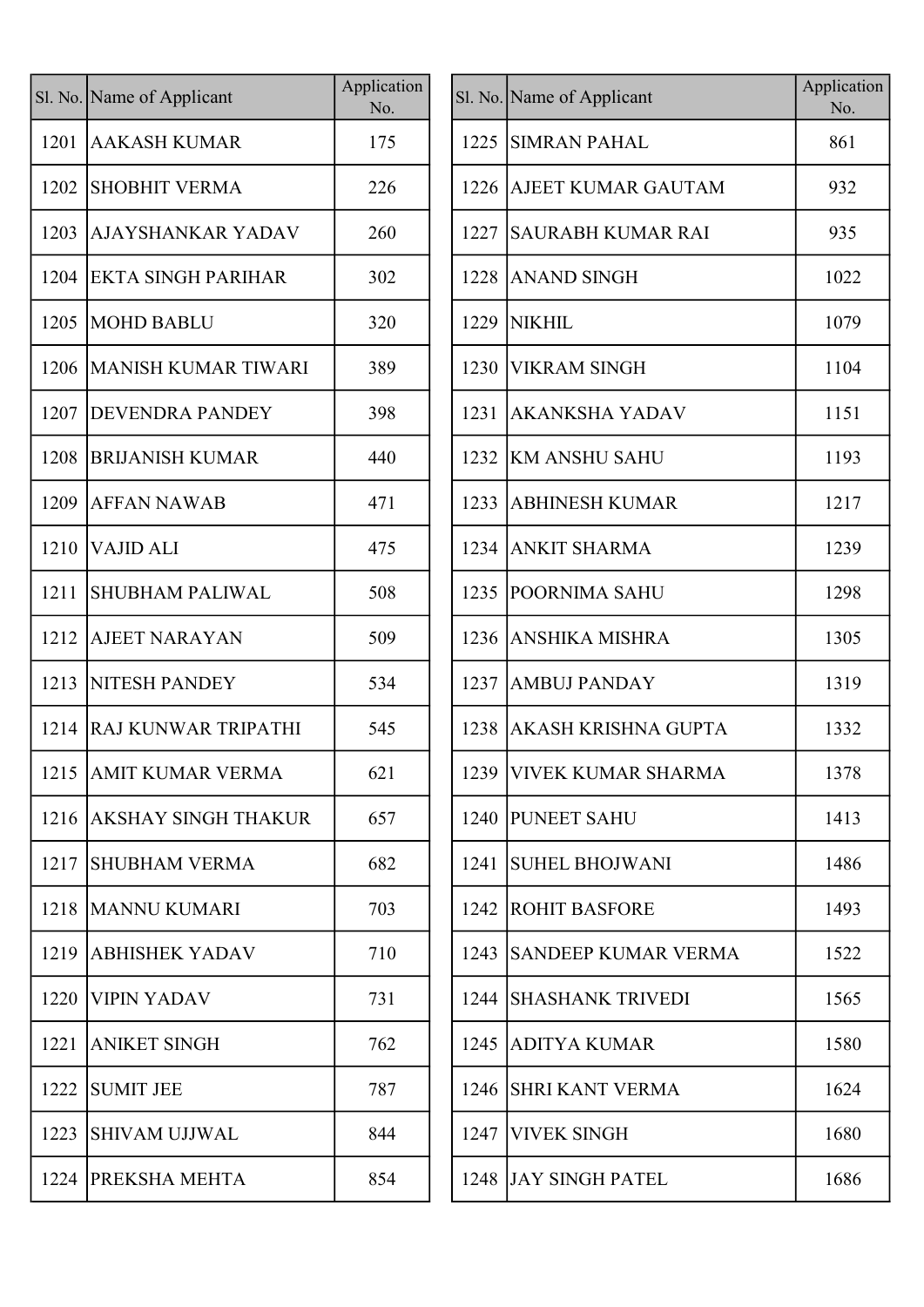| Sl. No. | Name of Applicant | Application No. |
|---|---|---|
| 1201 | AAKASH KUMAR | 175 |
| 1202 | SHOBHIT VERMA | 226 |
| 1203 | AJAYSHANKAR YADAV | 260 |
| 1204 | EKTA SINGH PARIHAR | 302 |
| 1205 | MOHD BABLU | 320 |
| 1206 | MANISH KUMAR TIWARI | 389 |
| 1207 | DEVENDRA PANDEY | 398 |
| 1208 | BRIJANISH KUMAR | 440 |
| 1209 | AFFAN NAWAB | 471 |
| 1210 | VAJID ALI | 475 |
| 1211 | SHUBHAM PALIWAL | 508 |
| 1212 | AJEET NARAYAN | 509 |
| 1213 | NITESH PANDEY | 534 |
| 1214 | RAJ KUNWAR TRIPATHI | 545 |
| 1215 | AMIT KUMAR VERMA | 621 |
| 1216 | AKSHAY SINGH THAKUR | 657 |
| 1217 | SHUBHAM VERMA | 682 |
| 1218 | MANNU KUMARI | 703 |
| 1219 | ABHISHEK YADAV | 710 |
| 1220 | VIPIN YADAV | 731 |
| 1221 | ANIKET SINGH | 762 |
| 1222 | SUMIT JEE | 787 |
| 1223 | SHIVAM UJJWAL | 844 |
| 1224 | PREKSHA MEHTA | 854 |
| 1225 | SIMRAN PAHAL | 861 |
| 1226 | AJEET KUMAR GAUTAM | 932 |
| 1227 | SAURABH KUMAR RAI | 935 |
| 1228 | ANAND SINGH | 1022 |
| 1229 | NIKHIL | 1079 |
| 1230 | VIKRAM SINGH | 1104 |
| 1231 | AKANKSHA YADAV | 1151 |
| 1232 | KM ANSHU SAHU | 1193 |
| 1233 | ABHINESH KUMAR | 1217 |
| 1234 | ANKIT SHARMA | 1239 |
| 1235 | POORNIMA SAHU | 1298 |
| 1236 | ANSHIKA MISHRA | 1305 |
| 1237 | AMBUJ PANDAY | 1319 |
| 1238 | AKASH KRISHNA GUPTA | 1332 |
| 1239 | VIVEK KUMAR SHARMA | 1378 |
| 1240 | PUNEET SAHU | 1413 |
| 1241 | SUHEL BHOJWANI | 1486 |
| 1242 | ROHIT BASFORE | 1493 |
| 1243 | SANDEEP KUMAR VERMA | 1522 |
| 1244 | SHASHANK TRIVEDI | 1565 |
| 1245 | ADITYA KUMAR | 1580 |
| 1246 | SHRI KANT VERMA | 1624 |
| 1247 | VIVEK SINGH | 1680 |
| 1248 | JAY SINGH PATEL | 1686 |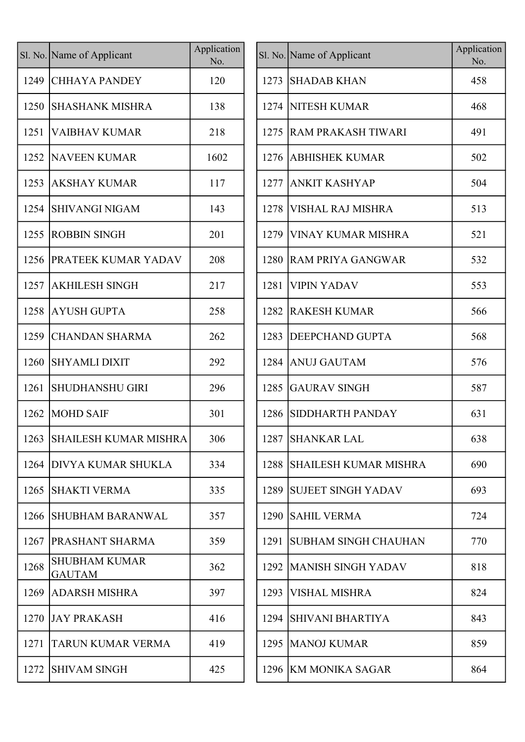| Sl. No. | Name of Applicant | Application No. |
|---|---|---|
| 1249 | CHHAYA PANDEY | 120 |
| 1250 | SHASHANK MISHRA | 138 |
| 1251 | VAIBHAV KUMAR | 218 |
| 1252 | NAVEEN KUMAR | 1602 |
| 1253 | AKSHAY KUMAR | 117 |
| 1254 | SHIVANGI NIGAM | 143 |
| 1255 | ROBBIN SINGH | 201 |
| 1256 | PRATEEK KUMAR YADAV | 208 |
| 1257 | AKHILESH SINGH | 217 |
| 1258 | AYUSH GUPTA | 258 |
| 1259 | CHANDAN SHARMA | 262 |
| 1260 | SHYAMLI DIXIT | 292 |
| 1261 | SHUDHANSHU GIRI | 296 |
| 1262 | MOHD SAIF | 301 |
| 1263 | SHAILESH KUMAR MISHRA | 306 |
| 1264 | DIVYA KUMAR SHUKLA | 334 |
| 1265 | SHAKTI VERMA | 335 |
| 1266 | SHUBHAM BARANWAL | 357 |
| 1267 | PRASHANT SHARMA | 359 |
| 1268 | SHUBHAM KUMAR GAUTAM | 362 |
| 1269 | ADARSH MISHRA | 397 |
| 1270 | JAY PRAKASH | 416 |
| 1271 | TARUN KUMAR VERMA | 419 |
| 1272 | SHIVAM SINGH | 425 |
| 1273 | SHADAB KHAN | 458 |
| 1274 | NITESH KUMAR | 468 |
| 1275 | RAM PRAKASH TIWARI | 491 |
| 1276 | ABHISHEK KUMAR | 502 |
| 1277 | ANKIT KASHYAP | 504 |
| 1278 | VISHAL RAJ MISHRA | 513 |
| 1279 | VINAY KUMAR MISHRA | 521 |
| 1280 | RAM PRIYA GANGWAR | 532 |
| 1281 | VIPIN YADAV | 553 |
| 1282 | RAKESH KUMAR | 566 |
| 1283 | DEEPCHAND GUPTA | 568 |
| 1284 | ANUJ GAUTAM | 576 |
| 1285 | GAURAV SINGH | 587 |
| 1286 | SIDDHARTH PANDAY | 631 |
| 1287 | SHANKAR LAL | 638 |
| 1288 | SHAILESH KUMAR MISHRA | 690 |
| 1289 | SUJEET SINGH YADAV | 693 |
| 1290 | SAHIL VERMA | 724 |
| 1291 | SUBHAM SINGH CHAUHAN | 770 |
| 1292 | MANISH SINGH YADAV | 818 |
| 1293 | VISHAL MISHRA | 824 |
| 1294 | SHIVANI BHARTIYA | 843 |
| 1295 | MANOJ KUMAR | 859 |
| 1296 | KM MONIKA SAGAR | 864 |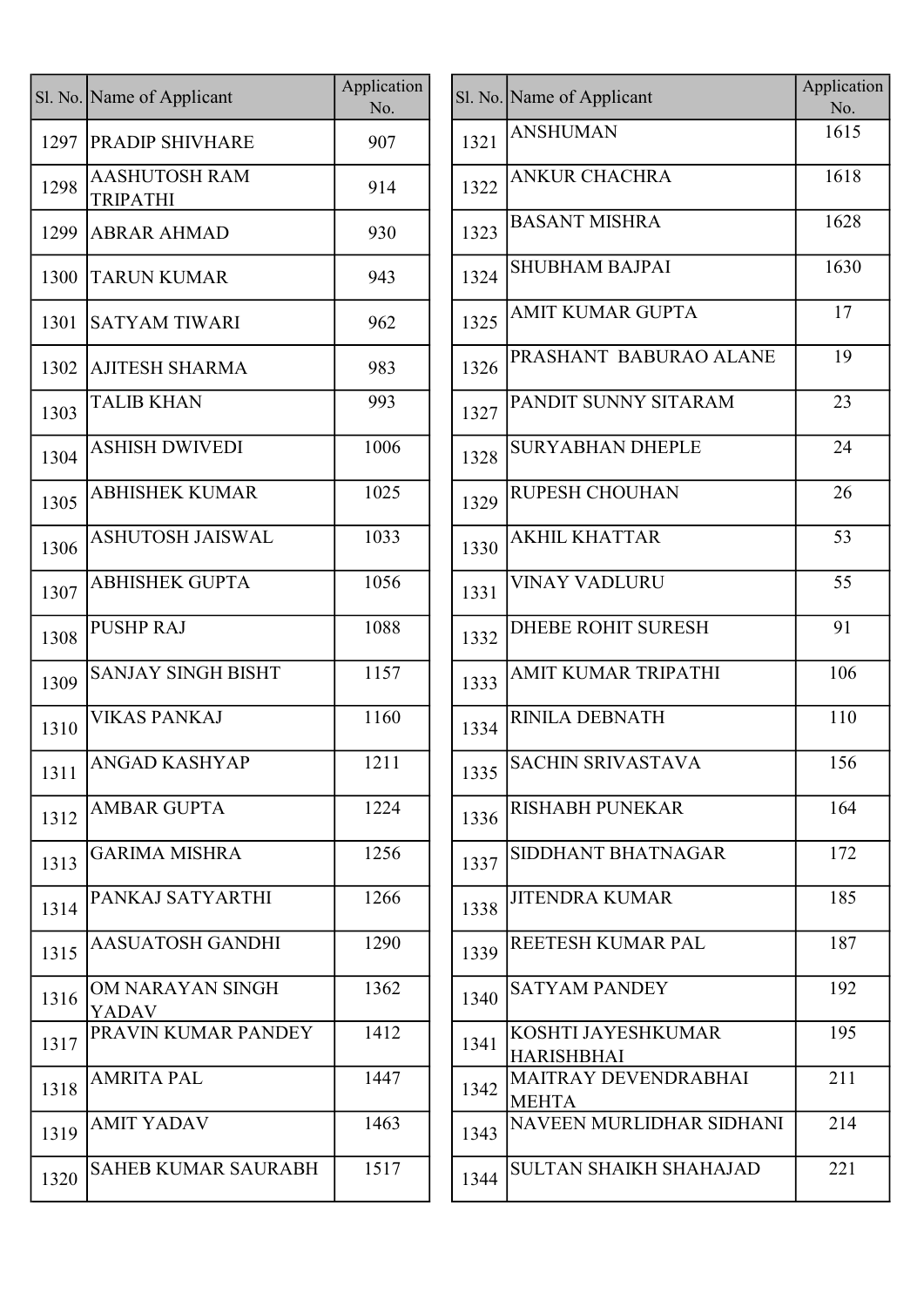| Sl. No. | Name of Applicant | Application No. |
|---|---|---|
| 1297 | PRADIP SHIVHARE | 907 |
| 1298 | AASHUTOSH RAM TRIPATHI | 914 |
| 1299 | ABRAR AHMAD | 930 |
| 1300 | TARUN KUMAR | 943 |
| 1301 | SATYAM TIWARI | 962 |
| 1302 | AJITESH SHARMA | 983 |
| 1303 | TALIB KHAN | 993 |
| 1304 | ASHISH DWIVEDI | 1006 |
| 1305 | ABHISHEK KUMAR | 1025 |
| 1306 | ASHUTOSH JAISWAL | 1033 |
| 1307 | ABHISHEK GUPTA | 1056 |
| 1308 | PUSHP RAJ | 1088 |
| 1309 | SANJAY SINGH BISHT | 1157 |
| 1310 | VIKAS PANKAJ | 1160 |
| 1311 | ANGAD KASHYAP | 1211 |
| 1312 | AMBAR GUPTA | 1224 |
| 1313 | GARIMA MISHRA | 1256 |
| 1314 | PANKAJ SATYARTHI | 1266 |
| 1315 | AASUATOSH GANDHI | 1290 |
| 1316 | OM NARAYAN SINGH YADAV | 1362 |
| 1317 | PRAVIN KUMAR PANDEY | 1412 |
| 1318 | AMRITA PAL | 1447 |
| 1319 | AMIT YADAV | 1463 |
| 1320 | SAHEB KUMAR SAURABH | 1517 |
| 1321 | ANSHUMAN | 1615 |
| 1322 | ANKUR CHACHRA | 1618 |
| 1323 | BASANT MISHRA | 1628 |
| 1324 | SHUBHAM BAJPAI | 1630 |
| 1325 | AMIT KUMAR GUPTA | 17 |
| 1326 | PRASHANT BABURAO ALANE | 19 |
| 1327 | PANDIT SUNNY SITARAM | 23 |
| 1328 | SURYABHAN DHEPLE | 24 |
| 1329 | RUPESH CHOUHAN | 26 |
| 1330 | AKHIL KHATTAR | 53 |
| 1331 | VINAY VADLURU | 55 |
| 1332 | DHEBE ROHIT SURESH | 91 |
| 1333 | AMIT KUMAR TRIPATHI | 106 |
| 1334 | RINILA DEBNATH | 110 |
| 1335 | SACHIN SRIVASTAVA | 156 |
| 1336 | RISHABH PUNEKAR | 164 |
| 1337 | SIDDHANT BHATNAGAR | 172 |
| 1338 | JITENDRA KUMAR | 185 |
| 1339 | REETESH KUMAR PAL | 187 |
| 1340 | SATYAM PANDEY | 192 |
| 1341 | KOSHTI JAYESHKUMAR HARISHBHAI | 195 |
| 1342 | MAITRAY DEVENDRABHAI MEHTA | 211 |
| 1343 | NAVEEN MURLIDHAR SIDHANI | 214 |
| 1344 | SULTAN SHAIKH SHAHAJAD | 221 |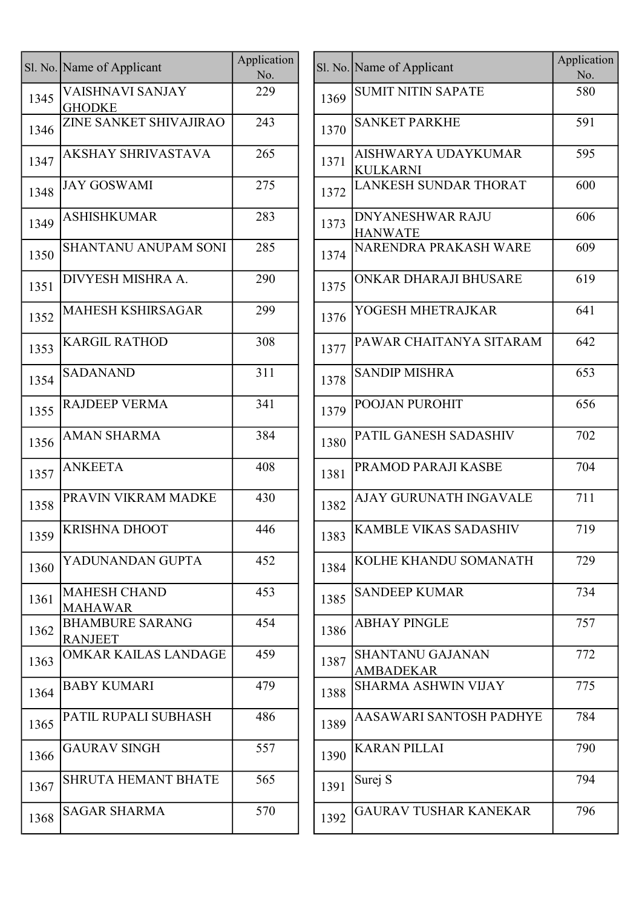| Sl. No. | Name of Applicant | Application No. |
|---|---|---|
| 1345 | VAISHNAVI SANJAY GHODKE | 229 |
| 1346 | ZINE SANKET SHIVAJIRAO | 243 |
| 1347 | AKSHAY SHRIVASTAVA | 265 |
| 1348 | JAY GOSWAMI | 275 |
| 1349 | ASHISHKUMAR | 283 |
| 1350 | SHANTANU ANUPAM SONI | 285 |
| 1351 | DIVYESH MISHRA A. | 290 |
| 1352 | MAHESH KSHIRSAGAR | 299 |
| 1353 | KARGIL RATHOD | 308 |
| 1354 | SADANAND | 311 |
| 1355 | RAJDEEP VERMA | 341 |
| 1356 | AMAN SHARMA | 384 |
| 1357 | ANKEETA | 408 |
| 1358 | PRAVIN VIKRAM MADKE | 430 |
| 1359 | KRISHNA DHOOT | 446 |
| 1360 | YADUNANDAN GUPTA | 452 |
| 1361 | MAHESH CHAND MAHAWAR | 453 |
| 1362 | BHAMBURE SARANG RANJEET | 454 |
| 1363 | OMKAR KAILAS LANDAGE | 459 |
| 1364 | BABY KUMARI | 479 |
| 1365 | PATIL RUPALI SUBHASH | 486 |
| 1366 | GAURAV SINGH | 557 |
| 1367 | SHRUTA HEMANT BHATE | 565 |
| 1368 | SAGAR SHARMA | 570 |
| 1369 | SUMIT NITIN SAPATE | 580 |
| 1370 | SANKET PARKHE | 591 |
| 1371 | AISHWARYA UDAYKUMAR KULKARNI | 595 |
| 1372 | LANKESH SUNDAR THORAT | 600 |
| 1373 | DNYANESHWAR RAJU HANWATE | 606 |
| 1374 | NARENDRA PRAKASH WARE | 609 |
| 1375 | ONKAR DHARAJI BHUSARE | 619 |
| 1376 | YOGESH MHETRAJKAR | 641 |
| 1377 | PAWAR CHAITANYA SITARAM | 642 |
| 1378 | SANDIP MISHRA | 653 |
| 1379 | POOJAN PUROHIT | 656 |
| 1380 | PATIL GANESH SADASHIV | 702 |
| 1381 | PRAMOD PARAJI KASBE | 704 |
| 1382 | AJAY GURUNATH INGAVALE | 711 |
| 1383 | KAMBLE VIKAS SADASHIV | 719 |
| 1384 | KOLHE KHANDU SOMANATH | 729 |
| 1385 | SANDEEP KUMAR | 734 |
| 1386 | ABHAY PINGLE | 757 |
| 1387 | SHANTANU GAJANAN AMBADEKAR | 772 |
| 1388 | SHARMA ASHWIN VIJAY | 775 |
| 1389 | AASAWARI SANTOSH PADHYE | 784 |
| 1390 | KARAN PILLAI | 790 |
| 1391 | Surej S | 794 |
| 1392 | GAURAV TUSHAR KANEKAR | 796 |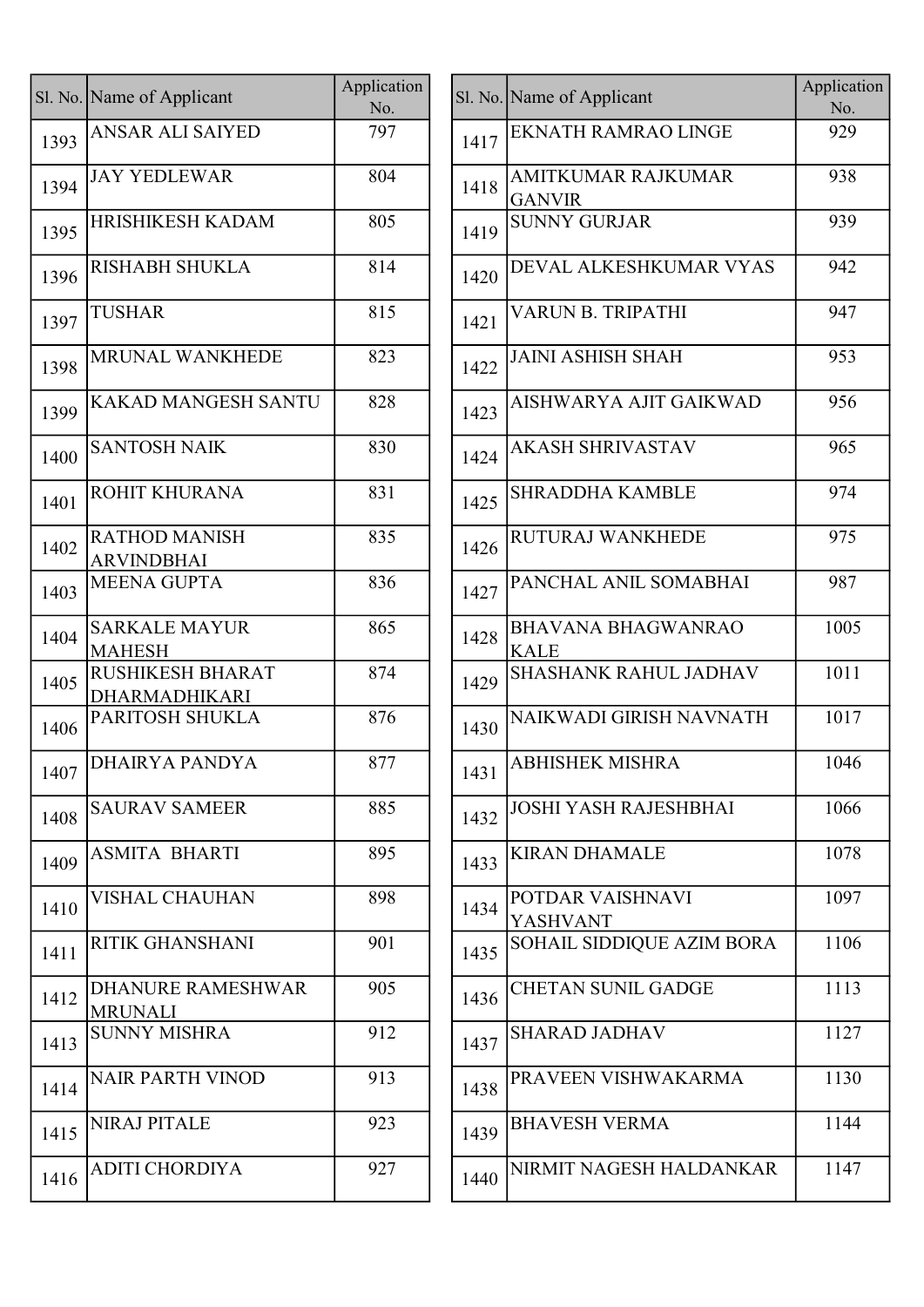| Sl. No. | Name of Applicant | Application No. |
|---|---|---|
| 1393 | ANSAR ALI SAIYED | 797 |
| 1394 | JAY YEDLEWAR | 804 |
| 1395 | HRISHIKESH KADAM | 805 |
| 1396 | RISHABH SHUKLA | 814 |
| 1397 | TUSHAR | 815 |
| 1398 | MRUNAL WANKHEDE | 823 |
| 1399 | KAKAD MANGESH SANTU | 828 |
| 1400 | SANTOSH NAIK | 830 |
| 1401 | ROHIT KHURANA | 831 |
| 1402 | RATHOD MANISH ARVINDBHAI | 835 |
| 1403 | MEENA GUPTA | 836 |
| 1404 | SARKALE MAYUR MAHESH | 865 |
| 1405 | RUSHIKESH BHARAT DHARMADHIKARI | 874 |
| 1406 | PARITOSH SHUKLA | 876 |
| 1407 | DHAIRYA PANDYA | 877 |
| 1408 | SAURAV SAMEER | 885 |
| 1409 | ASMITA BHARTI | 895 |
| 1410 | VISHAL CHAUHAN | 898 |
| 1411 | RITIK GHANSHANI | 901 |
| 1412 | DHANURE RAMESHWAR MRUNALI | 905 |
| 1413 | SUNNY MISHRA | 912 |
| 1414 | NAIR PARTH VINOD | 913 |
| 1415 | NIRAJ PITALE | 923 |
| 1416 | ADITI CHORDIYA | 927 |
| 1417 | EKNATH RAMRAO LINGE | 929 |
| 1418 | AMITKUMAR RAJKUMAR GANVIR | 938 |
| 1419 | SUNNY GURJAR | 939 |
| 1420 | DEVAL ALKESHKUMAR VYAS | 942 |
| 1421 | VARUN B. TRIPATHI | 947 |
| 1422 | JAINI ASHISH SHAH | 953 |
| 1423 | AISHWARYA AJIT GAIKWAD | 956 |
| 1424 | AKASH SHRIVASTAV | 965 |
| 1425 | SHRADDHA KAMBLE | 974 |
| 1426 | RUTURAJ WANKHEDE | 975 |
| 1427 | PANCHAL ANIL SOMABHAI | 987 |
| 1428 | BHAVANA BHAGWANRAO KALE | 1005 |
| 1429 | SHASHANK RAHUL JADHAV | 1011 |
| 1430 | NAIKWADI GIRISH NAVNATH | 1017 |
| 1431 | ABHISHEK MISHRA | 1046 |
| 1432 | JOSHI YASH RAJESHBHAI | 1066 |
| 1433 | KIRAN DHAMALE | 1078 |
| 1434 | POTDAR VAISHNAVI YASHVANT | 1097 |
| 1435 | SOHAIL SIDDIQUE AZIM BORA | 1106 |
| 1436 | CHETAN SUNIL GADGE | 1113 |
| 1437 | SHARAD JADHAV | 1127 |
| 1438 | PRAVEEN VISHWAKARMA | 1130 |
| 1439 | BHAVESH VERMA | 1144 |
| 1440 | NIRMIT NAGESH HALDANKAR | 1147 |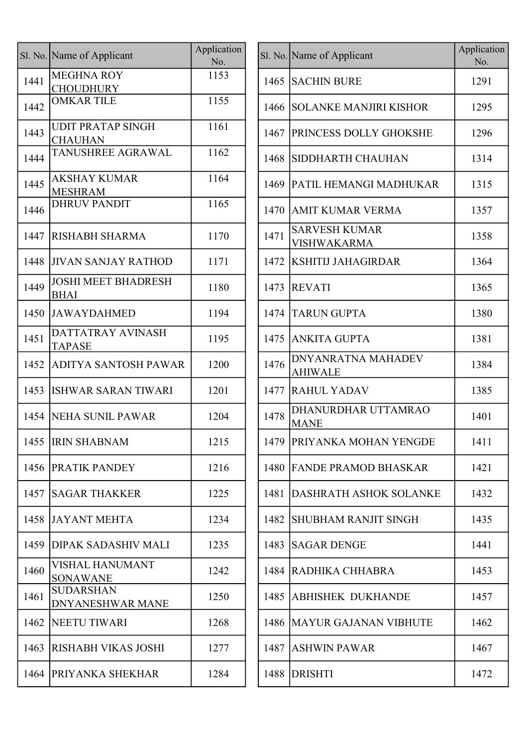| Sl. No. | Name of Applicant | Application No. |
|---|---|---|
| 1441 | MEGHNA ROY CHOUDHURY | 1153 |
| 1442 | OMKAR TILE | 1155 |
| 1443 | UDIT PRATAP SINGH CHAUHAN | 1161 |
| 1444 | TANUSHREE AGRAWAL | 1162 |
| 1445 | AKSHAY KUMAR MESHRAM | 1164 |
| 1446 | DHRUV PANDIT | 1165 |
| 1447 | RISHABH SHARMA | 1170 |
| 1448 | JIVAN SANJAY RATHOD | 1171 |
| 1449 | JOSHI MEET BHADRESH BHAI | 1180 |
| 1450 | JAWAYDAHMED | 1194 |
| 1451 | DATTATRAY AVINASH TAPASE | 1195 |
| 1452 | ADITYA SANTOSH PAWAR | 1200 |
| 1453 | ISHWAR SARAN TIWARI | 1201 |
| 1454 | NEHA SUNIL PAWAR | 1204 |
| 1455 | IRIN SHABNAM | 1215 |
| 1456 | PRATIK PANDEY | 1216 |
| 1457 | SAGAR THAKKER | 1225 |
| 1458 | JAYANT MEHTA | 1234 |
| 1459 | DIPAK SADASHIV MALI | 1235 |
| 1460 | VISHAL HANUMANT SONAWANE | 1242 |
| 1461 | SUDARSHAN DNYANESHWAR MANE | 1250 |
| 1462 | NEETU TIWARI | 1268 |
| 1463 | RISHABH VIKAS JOSHI | 1277 |
| 1464 | PRIYANKA SHEKHAR | 1284 |
| 1465 | SACHIN BURE | 1291 |
| 1466 | SOLANKE MANJIRI KISHOR | 1295 |
| 1467 | PRINCESS DOLLY GHOKSHE | 1296 |
| 1468 | SIDDHARTH CHAUHAN | 1314 |
| 1469 | PATIL HEMANGI MADHUKAR | 1315 |
| 1470 | AMIT KUMAR VERMA | 1357 |
| 1471 | SARVESH KUMAR VISHWAKARMA | 1358 |
| 1472 | KSHITIJ JAHAGIRDAR | 1364 |
| 1473 | REVATI | 1365 |
| 1474 | TARUN GUPTA | 1380 |
| 1475 | ANKITA GUPTA | 1381 |
| 1476 | DNYANRATNA MAHADEV AHIWALE | 1384 |
| 1477 | RAHUL YADAV | 1385 |
| 1478 | DHANURDHAR UTTAMRAO MANE | 1401 |
| 1479 | PRIYANKA MOHAN YENGDE | 1411 |
| 1480 | FANDE PRAMOD BHASKAR | 1421 |
| 1481 | DASHRATH ASHOK SOLANKE | 1432 |
| 1482 | SHUBHAM RANJIT SINGH | 1435 |
| 1483 | SAGAR DENGE | 1441 |
| 1484 | RADHIKA CHHABRA | 1453 |
| 1485 | ABHISHEK DUKHANDE | 1457 |
| 1486 | MAYUR GAJANAN VIBHUTE | 1462 |
| 1487 | ASHWIN PAWAR | 1467 |
| 1488 | DRISHTI | 1472 |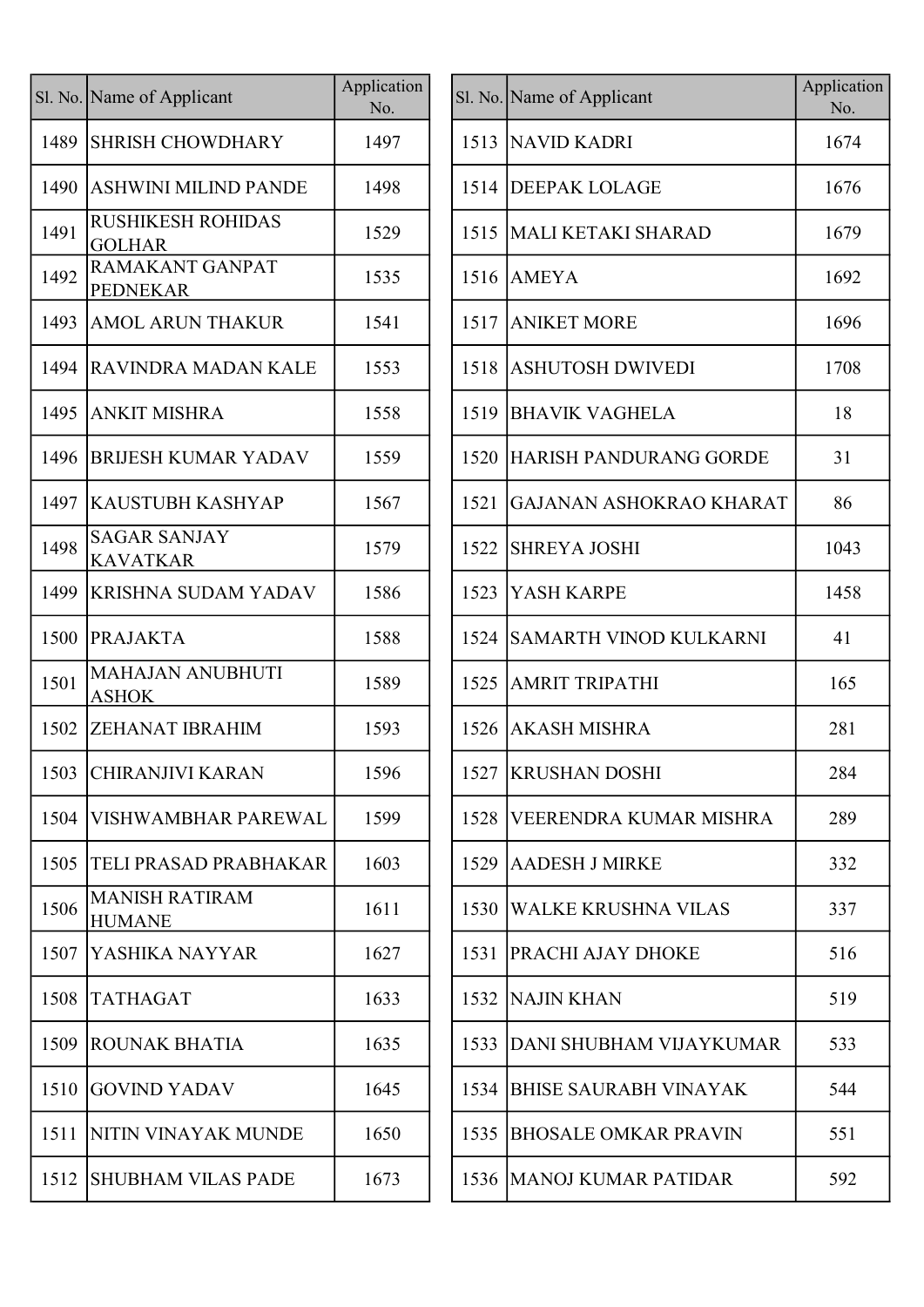| Sl. No. | Name of Applicant | Application No. |
|---|---|---|
| 1489 | SHRISH CHOWDHARY | 1497 |
| 1490 | ASHWINI MILIND PANDE | 1498 |
| 1491 | RUSHIKESH ROHIDAS GOLHAR | 1529 |
| 1492 | RAMAKANT GANPAT PEDNEKAR | 1535 |
| 1493 | AMOL ARUN THAKUR | 1541 |
| 1494 | RAVINDRA MADAN KALE | 1553 |
| 1495 | ANKIT MISHRA | 1558 |
| 1496 | BRIJESH KUMAR YADAV | 1559 |
| 1497 | KAUSTUBH KASHYAP | 1567 |
| 1498 | SAGAR SANJAY KAVATKAR | 1579 |
| 1499 | KRISHNA SUDAM YADAV | 1586 |
| 1500 | PRAJAKTA | 1588 |
| 1501 | MAHAJAN ANUBHUTI ASHOK | 1589 |
| 1502 | ZEHANAT IBRAHIM | 1593 |
| 1503 | CHIRANJIVI KARAN | 1596 |
| 1504 | VISHWAMBHAR PAREWAL | 1599 |
| 1505 | TELI PRASAD PRABHAKAR | 1603 |
| 1506 | MANISH RATIRAM HUMANE | 1611 |
| 1507 | YASHIKA NAYYAR | 1627 |
| 1508 | TATHAGAT | 1633 |
| 1509 | ROUNAK BHATIA | 1635 |
| 1510 | GOVIND YADAV | 1645 |
| 1511 | NITIN VINAYAK MUNDE | 1650 |
| 1512 | SHUBHAM VILAS PADE | 1673 |
| 1513 | NAVID KADRI | 1674 |
| 1514 | DEEPAK LOLAGE | 1676 |
| 1515 | MALI KETAKI SHARAD | 1679 |
| 1516 | AMEYA | 1692 |
| 1517 | ANIKET MORE | 1696 |
| 1518 | ASHUTOSH DWIVEDI | 1708 |
| 1519 | BHAVIK VAGHELA | 18 |
| 1520 | HARISH PANDURANG GORDE | 31 |
| 1521 | GAJANAN ASHOKRAO KHARAT | 86 |
| 1522 | SHREYA JOSHI | 1043 |
| 1523 | YASH KARPE | 1458 |
| 1524 | SAMARTH VINOD KULKARNI | 41 |
| 1525 | AMRIT TRIPATHI | 165 |
| 1526 | AKASH MISHRA | 281 |
| 1527 | KRUSHAN DOSHI | 284 |
| 1528 | VEERENDRA KUMAR MISHRA | 289 |
| 1529 | AADESH J MIRKE | 332 |
| 1530 | WALKE KRUSHNA VILAS | 337 |
| 1531 | PRACHI AJAY DHOKE | 516 |
| 1532 | NAJIN KHAN | 519 |
| 1533 | DANI SHUBHAM VIJAYKUMAR | 533 |
| 1534 | BHISE SAURABH VINAYAK | 544 |
| 1535 | BHOSALE OMKAR PRAVIN | 551 |
| 1536 | MANOJ KUMAR PATIDAR | 592 |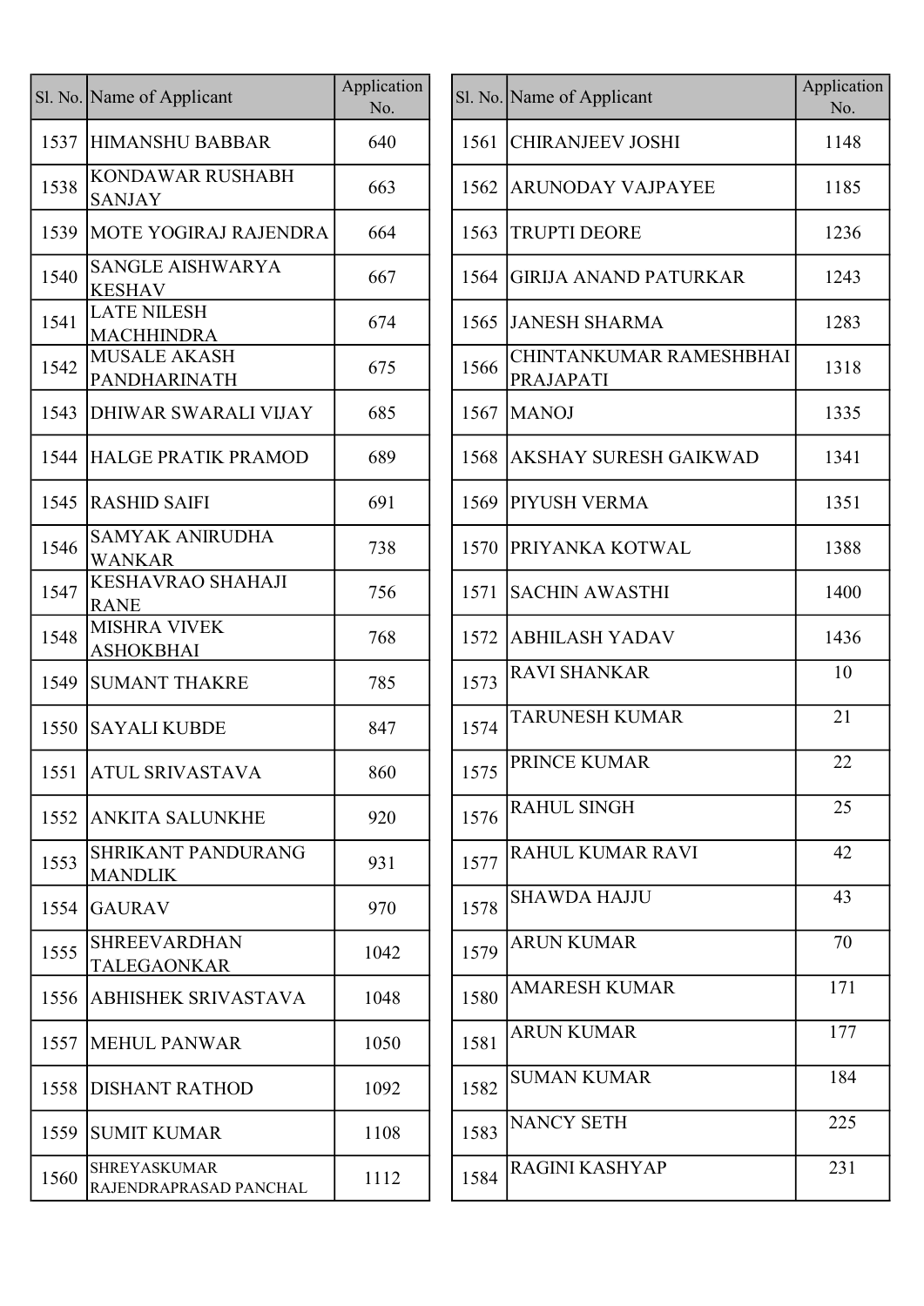| Sl. No. | Name of Applicant | Application No. |
|---|---|---|
| 1537 | HIMANSHU BABBAR | 640 |
| 1538 | KONDAWAR RUSHABH SANJAY | 663 |
| 1539 | MOTE YOGIRAJ RAJENDRA | 664 |
| 1540 | SANGLE AISHWARYA KESHAV | 667 |
| 1541 | LATE NILESH MACHHINDRA | 674 |
| 1542 | MUSALE AKASH PANDHARINATH | 675 |
| 1543 | DHIWAR SWARALI VIJAY | 685 |
| 1544 | HALGE PRATIK PRAMOD | 689 |
| 1545 | RASHID SAIFI | 691 |
| 1546 | SAMYAK ANIRUDHA WANKAR | 738 |
| 1547 | KESHAVRAO SHAHAJI RANE | 756 |
| 1548 | MISHRA VIVEK ASHOKBHAI | 768 |
| 1549 | SUMANT THAKRE | 785 |
| 1550 | SAYALI KUBDE | 847 |
| 1551 | ATUL SRIVASTAVA | 860 |
| 1552 | ANKITA SALUNKHE | 920 |
| 1553 | SHRIKANT PANDURANG MANDLIK | 931 |
| 1554 | GAURAV | 970 |
| 1555 | SHREEVARDHAN TALEGAONKAR | 1042 |
| 1556 | ABHISHEK SRIVASTAVA | 1048 |
| 1557 | MEHUL PANWAR | 1050 |
| 1558 | DISHANT RATHOD | 1092 |
| 1559 | SUMIT KUMAR | 1108 |
| 1560 | SHREYASKUMAR RAJENDRAPRASAD PANCHAL | 1112 |
| 1561 | CHIRANJEEV JOSHI | 1148 |
| 1562 | ARUNODAY VAJPAYEE | 1185 |
| 1563 | TRUPTI DEORE | 1236 |
| 1564 | GIRIJA ANAND PATURKAR | 1243 |
| 1565 | JANESH SHARMA | 1283 |
| 1566 | CHINTANKUMAR RAMESHBHAI PRAJAPATI | 1318 |
| 1567 | MANOJ | 1335 |
| 1568 | AKSHAY SURESH GAIKWAD | 1341 |
| 1569 | PIYUSH VERMA | 1351 |
| 1570 | PRIYANKA KOTWAL | 1388 |
| 1571 | SACHIN AWASTHI | 1400 |
| 1572 | ABHILASH YADAV | 1436 |
| 1573 | RAVI SHANKAR | 10 |
| 1574 | TARUNESH KUMAR | 21 |
| 1575 | PRINCE KUMAR | 22 |
| 1576 | RAHUL SINGH | 25 |
| 1577 | RAHUL KUMAR RAVI | 42 |
| 1578 | SHAWDA HAJJU | 43 |
| 1579 | ARUN KUMAR | 70 |
| 1580 | AMARESH KUMAR | 171 |
| 1581 | ARUN KUMAR | 177 |
| 1582 | SUMAN KUMAR | 184 |
| 1583 | NANCY SETH | 225 |
| 1584 | RAGINI KASHYAP | 231 |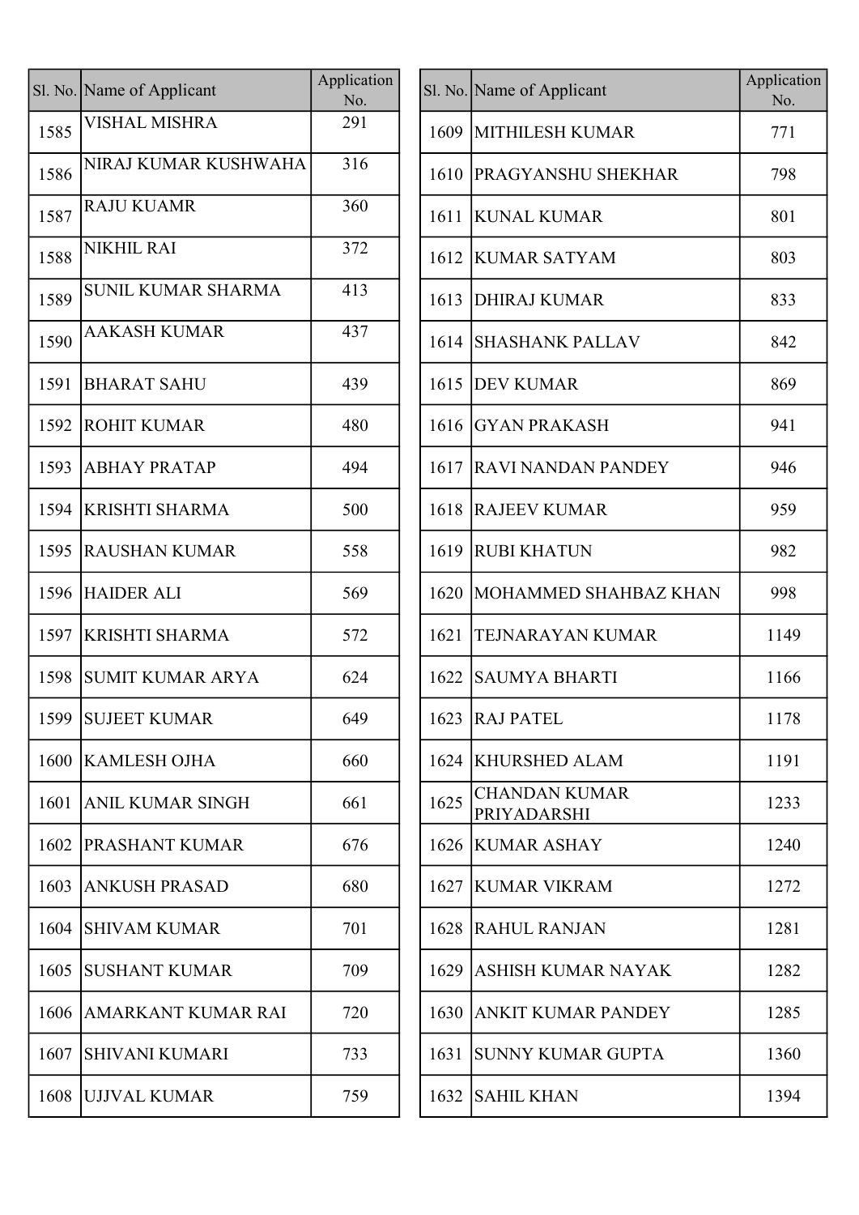| Sl. No. | Name of Applicant | Application No. |
|---|---|---|
| 1585 | VISHAL MISHRA | 291 |
| 1586 | NIRAJ KUMAR KUSHWAHA | 316 |
| 1587 | RAJU KUAMR | 360 |
| 1588 | NIKHIL RAI | 372 |
| 1589 | SUNIL KUMAR SHARMA | 413 |
| 1590 | AAKASH KUMAR | 437 |
| 1591 | BHARAT SAHU | 439 |
| 1592 | ROHIT KUMAR | 480 |
| 1593 | ABHAY PRATAP | 494 |
| 1594 | KRISHTI SHARMA | 500 |
| 1595 | RAUSHAN KUMAR | 558 |
| 1596 | HAIDER ALI | 569 |
| 1597 | KRISHTI SHARMA | 572 |
| 1598 | SUMIT KUMAR ARYA | 624 |
| 1599 | SUJEET KUMAR | 649 |
| 1600 | KAMLESH OJHA | 660 |
| 1601 | ANIL KUMAR SINGH | 661 |
| 1602 | PRASHANT KUMAR | 676 |
| 1603 | ANKUSH PRASAD | 680 |
| 1604 | SHIVAM KUMAR | 701 |
| 1605 | SUSHANT KUMAR | 709 |
| 1606 | AMARKANT KUMAR RAI | 720 |
| 1607 | SHIVANI KUMARI | 733 |
| 1608 | UJJVAL KUMAR | 759 |
| 1609 | MITHILESH KUMAR | 771 |
| 1610 | PRAGYANSHU SHEKHAR | 798 |
| 1611 | KUNAL KUMAR | 801 |
| 1612 | KUMAR SATYAM | 803 |
| 1613 | DHIRAJ KUMAR | 833 |
| 1614 | SHASHANK PALLAV | 842 |
| 1615 | DEV KUMAR | 869 |
| 1616 | GYAN PRAKASH | 941 |
| 1617 | RAVI NANDAN PANDEY | 946 |
| 1618 | RAJEEV KUMAR | 959 |
| 1619 | RUBI KHATUN | 982 |
| 1620 | MOHAMMED SHAHBAZ KHAN | 998 |
| 1621 | TEJNARAYAN KUMAR | 1149 |
| 1622 | SAUMYA BHARTI | 1166 |
| 1623 | RAJ PATEL | 1178 |
| 1624 | KHURSHED ALAM | 1191 |
| 1625 | CHANDAN KUMAR PRIYADARSHI | 1233 |
| 1626 | KUMAR ASHAY | 1240 |
| 1627 | KUMAR VIKRAM | 1272 |
| 1628 | RAHUL RANJAN | 1281 |
| 1629 | ASHISH KUMAR NAYAK | 1282 |
| 1630 | ANKIT KUMAR PANDEY | 1285 |
| 1631 | SUNNY KUMAR GUPTA | 1360 |
| 1632 | SAHIL KHAN | 1394 |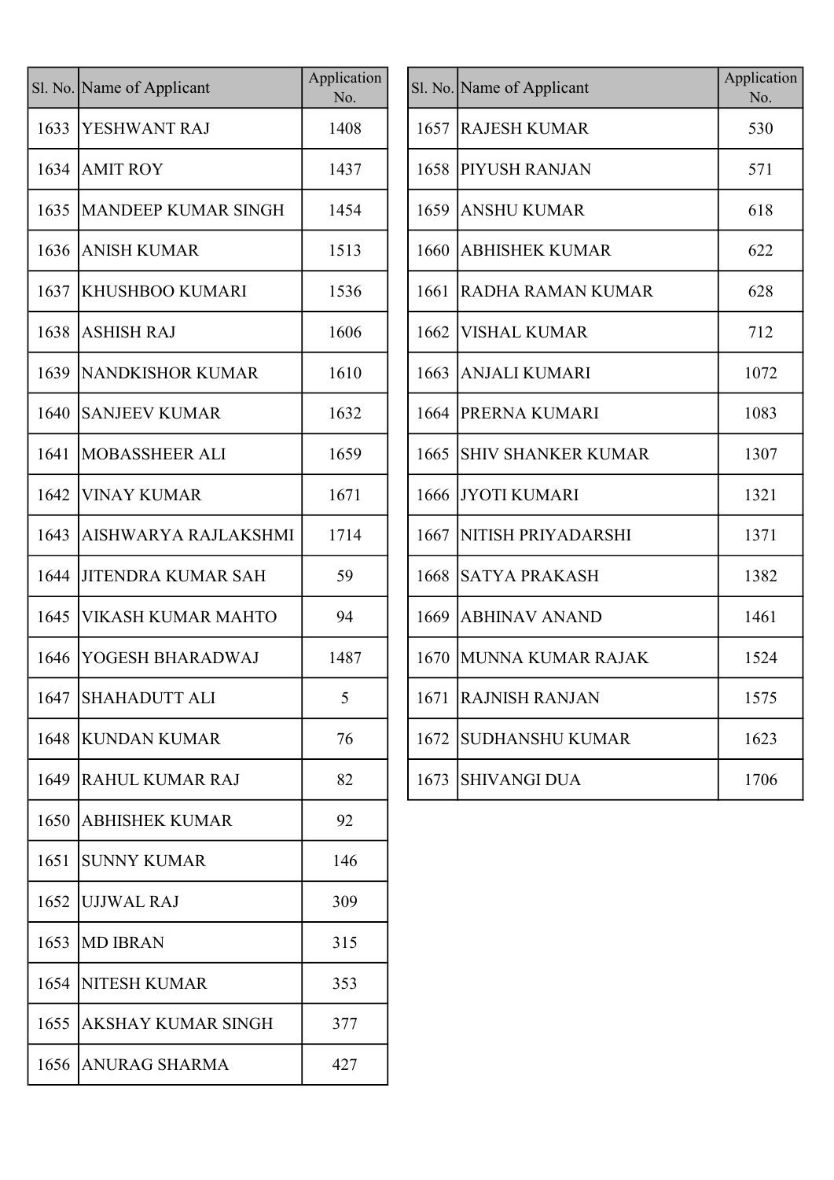| Sl. No. | Name of Applicant | Application No. |
|---|---|---|
| 1633 | YESHWANT RAJ | 1408 |
| 1634 | AMIT ROY | 1437 |
| 1635 | MANDEEP KUMAR SINGH | 1454 |
| 1636 | ANISH KUMAR | 1513 |
| 1637 | KHUSHBOO KUMARI | 1536 |
| 1638 | ASHISH RAJ | 1606 |
| 1639 | NANDKISHOR KUMAR | 1610 |
| 1640 | SANJEEV KUMAR | 1632 |
| 1641 | MOBASSHEER ALI | 1659 |
| 1642 | VINAY KUMAR | 1671 |
| 1643 | AISHWARYA RAJLAKSHMI | 1714 |
| 1644 | JITENDRA KUMAR SAH | 59 |
| 1645 | VIKASH KUMAR MAHTO | 94 |
| 1646 | YOGESH BHARADWAJ | 1487 |
| 1647 | SHAHADUTT ALI | 5 |
| 1648 | KUNDAN KUMAR | 76 |
| 1649 | RAHUL KUMAR RAJ | 82 |
| 1650 | ABHISHEK KUMAR | 92 |
| 1651 | SUNNY KUMAR | 146 |
| 1652 | UJJWAL RAJ | 309 |
| 1653 | MD IBRAN | 315 |
| 1654 | NITESH KUMAR | 353 |
| 1655 | AKSHAY KUMAR SINGH | 377 |
| 1656 | ANURAG SHARMA | 427 |
| 1657 | RAJESH KUMAR | 530 |
| 1658 | PIYUSH RANJAN | 571 |
| 1659 | ANSHU KUMAR | 618 |
| 1660 | ABHISHEK KUMAR | 622 |
| 1661 | RADHA RAMAN KUMAR | 628 |
| 1662 | VISHAL KUMAR | 712 |
| 1663 | ANJALI KUMARI | 1072 |
| 1664 | PRERNA KUMARI | 1083 |
| 1665 | SHIV SHANKER KUMAR | 1307 |
| 1666 | JYOTI KUMARI | 1321 |
| 1667 | NITISH PRIYADARSHI | 1371 |
| 1668 | SATYA PRAKASH | 1382 |
| 1669 | ABHINAV ANAND | 1461 |
| 1670 | MUNNA KUMAR RAJAK | 1524 |
| 1671 | RAJNISH RANJAN | 1575 |
| 1672 | SUDHANSHU KUMAR | 1623 |
| 1673 | SHIVANGI DUA | 1706 |